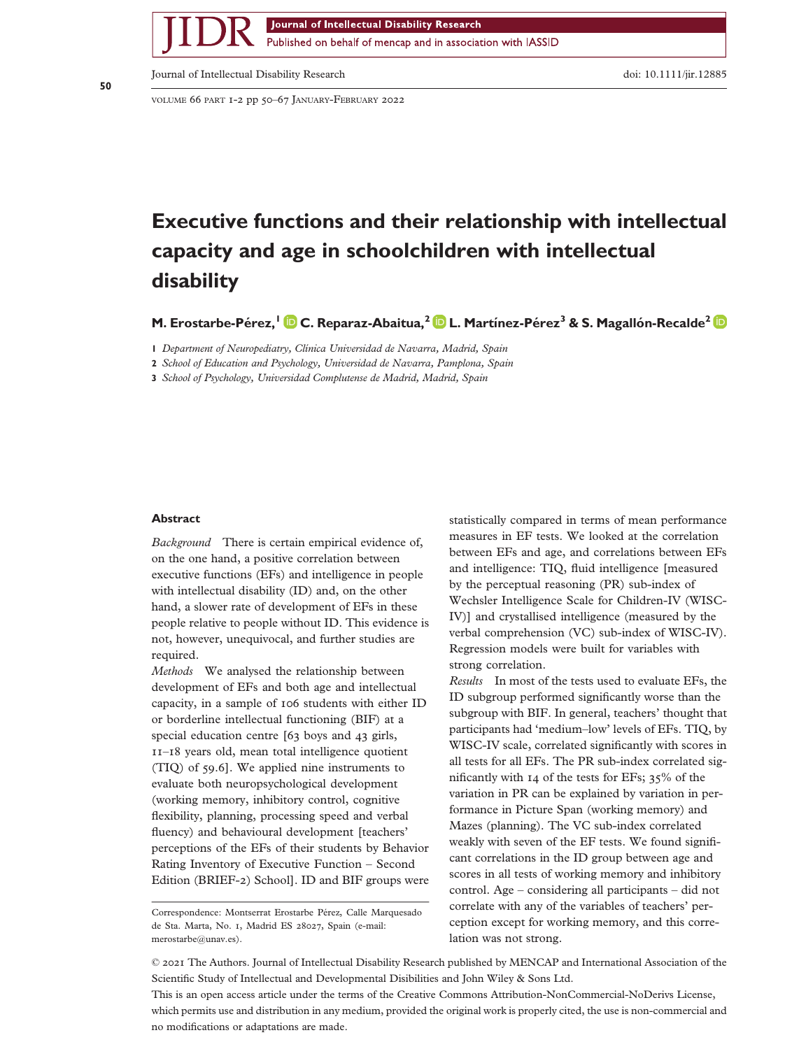# Executive functions and their relationship with intellectual capacity and age in schoolchildren with intellectual disability

**M. Erostarbe-Pérez,[1] C. Reparaz-Abaitua,[2] L. Martínez-Pérez[3] & S. Magallón-Recalde[2]**

1 *Department of Neuropediatry, Clínica Universidad de Navarra, Madrid, Spain*

2 *School of Education and Psychology, Universidad de Navarra, Pamplona, Spain*

3 *School of Psychology, Universidad Complutense de Madrid, Madrid, Spain*

## Abstract

*Background* There is certain empirical evidence of, on the one hand, a positive correlation between executive functions (EFs) and intelligence in people with intellectual disability (ID) and, on the other hand, a slower rate of development of EFs in these people relative to people without ID. This evidence is not, however, unequivocal, and further studies are required.

*Methods* We analysed the relationship between development of EFs and both age and intellectual capacity, in a sample of 106 students with either ID or borderline intellectual functioning (BIF) at a special education centre [63 boys and 43 girls, 11–18 years old, mean total intelligence quotient (TIQ) of 59.6]. We applied nine instruments to evaluate both neuropsychological development (working memory, inhibitory control, cognitive flexibility, planning, processing speed and verbal fluency) and behavioural development [teachers' perceptions of the EFs of their students by Behavior Rating Inventory of Executive Function – Second Edition (BRIEF-2) School]. ID and BIF groups were statistically compared in terms of mean performance measures in EF tests. We looked at the correlation between EFs and age, and correlations between EFs and intelligence: TIQ, fluid intelligence [measured by the perceptual reasoning (PR) sub-index of Wechsler Intelligence Scale for Children-IV (WISC-IV)] and crystallised intelligence (measured by the verbal comprehension (VC) sub-index of WISC-IV). Regression models were built for variables with strong correlation.

*Results* In most of the tests used to evaluate EFs, the ID subgroup performed significantly worse than the subgroup with BIF. In general, teachers' thought that participants had 'medium–low' levels of EFs. TIQ, by WISC-IV scale, correlated significantly with scores in all tests for all EFs. The PR sub-index correlated significantly with 14 of the tests for EFs; 35% of the variation in PR can be explained by variation in performance in Picture Span (working memory) and Mazes (planning). The VC sub-index correlated weakly with seven of the EF tests. We found significant correlations in the ID group between age and scores in all tests of working memory and inhibitory control. Age – considering all participants – did not correlate with any of the variables of teachers' perception except for working memory, and this correlation was not strong.

Correspondence: Montserrat Erostarbe Pérez, Calle Marquesado de Sta. Marta, No. 1, Madrid ES 28027, Spain (e-mail: merostarbe@unav.es).

© 2021 The Authors. Journal of Intellectual Disability Research published by MENCAP and International Association of the Scientific Study of Intellectual and Developmental Disibilities and John Wiley & Sons Ltd.

This is an open access article under the terms of the Creative Commons Attribution-NonCommercial-NoDerivs License, which permits use and distribution in any medium, provided the original work is properly cited, the use is non-commercial and no modifications or adaptations are made.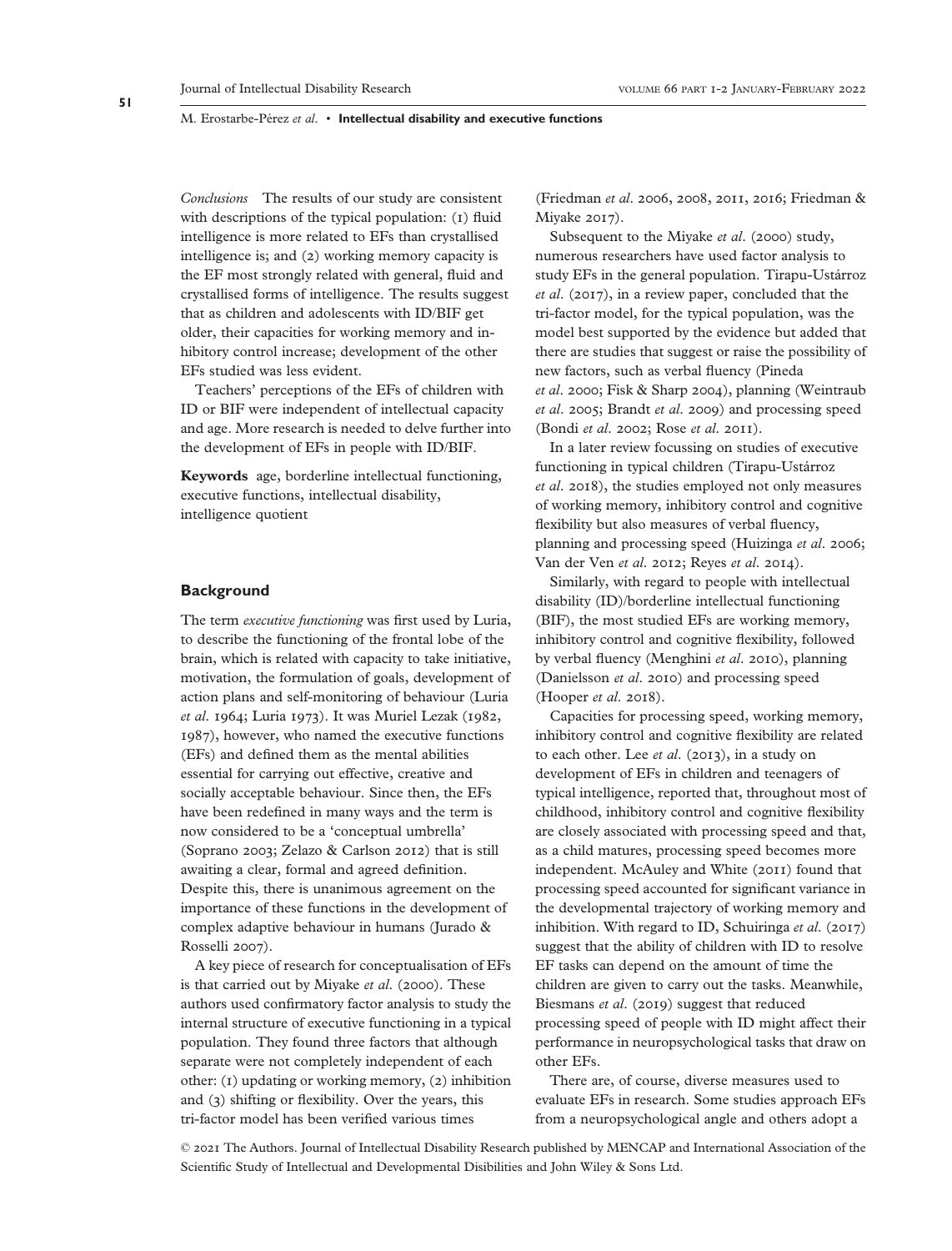*Conclusions* The results of our study are consistent with descriptions of the typical population: (1) fluid intelligence is more related to EFs than crystallised intelligence is; and (2) working memory capacity is the EF most strongly related with general, fluid and crystallised forms of intelligence. The results suggest that as children and adolescents with ID/BIF get older, their capacities for working memory and inhibitory control increase; development of the other EFs studied was less evident.

Teachers' perceptions of the EFs of children with ID or BIF were independent of intellectual capacity and age. More research is needed to delve further into the development of EFs in people with ID/BIF.

**Keywords** age, borderline intellectual functioning, executive functions, intellectual disability, intelligence quotient

## Background

The term *executive functioning* was first used by Luria, to describe the functioning of the frontal lobe of the brain, which is related with capacity to take initiative, motivation, the formulation of goals, development of action plans and self-monitoring of behaviour (Luria *et al.* 1964; Luria 1973). It was Muriel Lezak (1982, 1987), however, who named the executive functions (EFs) and defined them as the mental abilities essential for carrying out effective, creative and socially acceptable behaviour. Since then, the EFs have been redefined in many ways and the term is now considered to be a 'conceptual umbrella' (Soprano 2003; Zelazo & Carlson 2012) that is still awaiting a clear, formal and agreed definition. Despite this, there is unanimous agreement on the importance of these functions in the development of complex adaptive behaviour in humans (Jurado & Rosselli 2007).

A key piece of research for conceptualisation of EFs is that carried out by Miyake *et al.* (2000). These authors used confirmatory factor analysis to study the internal structure of executive functioning in a typical population. They found three factors that although separate were not completely independent of each other: (1) updating or working memory, (2) inhibition and (3) shifting or flexibility. Over the years, this tri-factor model has been verified various times (Friedman *et al.* 2006, 2008, 2011, 2016; Friedman & Miyake 2017).

Subsequent to the Miyake *et al.* (2000) study, numerous researchers have used factor analysis to study EFs in the general population. Tirapu-Ustárroz *et al.* (2017), in a review paper, concluded that the tri-factor model, for the typical population, was the model best supported by the evidence but added that there are studies that suggest or raise the possibility of new factors, such as verbal fluency (Pineda *et al.* 2000; Fisk & Sharp 2004), planning (Weintraub *et al.* 2005; Brandt *et al.* 2009) and processing speed (Bondi *et al.* 2002; Rose *et al.* 2011).

In a later review focussing on studies of executive functioning in typical children (Tirapu-Ustárroz *et al.* 2018), the studies employed not only measures of working memory, inhibitory control and cognitive flexibility but also measures of verbal fluency, planning and processing speed (Huizinga *et al.* 2006; Van der Ven *et al.* 2012; Reyes *et al.* 2014).

Similarly, with regard to people with intellectual disability (ID)/borderline intellectual functioning (BIF), the most studied EFs are working memory, inhibitory control and cognitive flexibility, followed by verbal fluency (Menghini *et al.* 2010), planning (Danielsson *et al.* 2010) and processing speed (Hooper *et al.* 2018).

Capacities for processing speed, working memory, inhibitory control and cognitive flexibility are related to each other. Lee *et al.* (2013), in a study on development of EFs in children and teenagers of typical intelligence, reported that, throughout most of childhood, inhibitory control and cognitive flexibility are closely associated with processing speed and that, as a child matures, processing speed becomes more independent. McAuley and White (2011) found that processing speed accounted for significant variance in the developmental trajectory of working memory and inhibition. With regard to ID, Schuiringa *et al.* (2017) suggest that the ability of children with ID to resolve EF tasks can depend on the amount of time the children are given to carry out the tasks. Meanwhile, Biesmans *et al.* (2019) suggest that reduced processing speed of people with ID might affect their performance in neuropsychological tasks that draw on other EFs.

There are, of course, diverse measures used to evaluate EFs in research. Some studies approach EFs from a neuropsychological angle and others adopt a

© 2021 The Authors. Journal of Intellectual Disability Research published by MENCAP and International Association of the Scientific Study of Intellectual and Developmental Disibilities and John Wiley & Sons Ltd.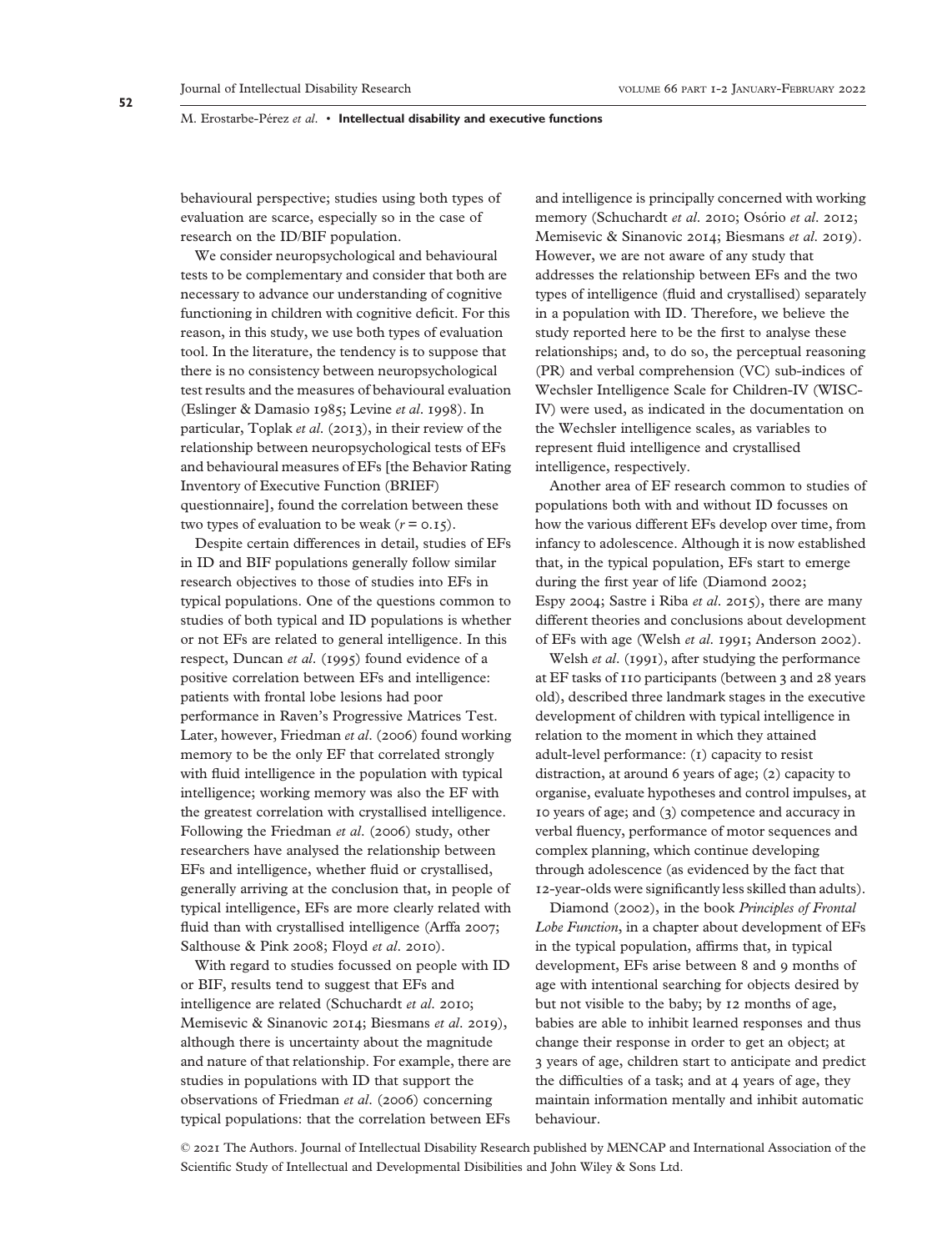behavioural perspective; studies using both types of evaluation are scarce, especially so in the case of research on the ID/BIF population.

We consider neuropsychological and behavioural tests to be complementary and consider that both are necessary to advance our understanding of cognitive functioning in children with cognitive deficit. For this reason, in this study, we use both types of evaluation tool. In the literature, the tendency is to suppose that there is no consistency between neuropsychological test results and the measures of behavioural evaluation (Eslinger & Damasio 1985; Levine *et al*. 1998). In particular, Toplak *et al*. (2013), in their review of the relationship between neuropsychological tests of EFs and behavioural measures of EFs [the Behavior Rating Inventory of Executive Function (BRIEF) questionnaire], found the correlation between these two types of evaluation to be weak ($r = 0.15$).

Despite certain differences in detail, studies of EFs in ID and BIF populations generally follow similar research objectives to those of studies into EFs in typical populations. One of the questions common to studies of both typical and ID populations is whether or not EFs are related to general intelligence. In this respect, Duncan *et al*. (1995) found evidence of a positive correlation between EFs and intelligence: patients with frontal lobe lesions had poor performance in Raven's Progressive Matrices Test. Later, however, Friedman *et al*. (2006) found working memory to be the only EF that correlated strongly with fluid intelligence in the population with typical intelligence; working memory was also the EF with the greatest correlation with crystallised intelligence. Following the Friedman *et al*. (2006) study, other researchers have analysed the relationship between EFs and intelligence, whether fluid or crystallised, generally arriving at the conclusion that, in people of typical intelligence, EFs are more clearly related with fluid than with crystallised intelligence (Arffa 2007; Salthouse & Pink 2008; Floyd *et al*. 2010).

With regard to studies focussed on people with ID or BIF, results tend to suggest that EFs and intelligence are related (Schuchardt *et al*. 2010; Memisevic & Sinanovic 2014; Biesmans *et al*. 2019), although there is uncertainty about the magnitude and nature of that relationship. For example, there are studies in populations with ID that support the observations of Friedman *et al*. (2006) concerning typical populations: that the correlation between EFs and intelligence is principally concerned with working memory (Schuchardt *et al*. 2010; Osório *et al*. 2012; Memisevic & Sinanovic 2014; Biesmans *et al*. 2019). However, we are not aware of any study that addresses the relationship between EFs and the two types of intelligence (fluid and crystallised) separately in a population with ID. Therefore, we believe the study reported here to be the first to analyse these relationships; and, to do so, the perceptual reasoning (PR) and verbal comprehension (VC) sub-indices of Wechsler Intelligence Scale for Children-IV (WISC-IV) were used, as indicated in the documentation on the Wechsler intelligence scales, as variables to represent fluid intelligence and crystallised intelligence, respectively.

Another area of EF research common to studies of populations both with and without ID focusses on how the various different EFs develop over time, from infancy to adolescence. Although it is now established that, in the typical population, EFs start to emerge during the first year of life (Diamond 2002; Espy 2004; Sastre i Riba *et al*. 2015), there are many different theories and conclusions about development of EFs with age (Welsh *et al*. 1991; Anderson 2002).

Welsh *et al*. (1991), after studying the performance at EF tasks of 110 participants (between 3 and 28 years old), described three landmark stages in the executive development of children with typical intelligence in relation to the moment in which they attained adult-level performance: (1) capacity to resist distraction, at around 6 years of age; (2) capacity to organise, evaluate hypotheses and control impulses, at 10 years of age; and (3) competence and accuracy in verbal fluency, performance of motor sequences and complex planning, which continue developing through adolescence (as evidenced by the fact that 12-year-olds were significantly less skilled than adults).

Diamond (2002), in the book *Principles of Frontal Lobe Function*, in a chapter about development of EFs in the typical population, affirms that, in typical development, EFs arise between 8 and 9 months of age with intentional searching for objects desired by but not visible to the baby; by 12 months of age, babies are able to inhibit learned responses and thus change their response in order to get an object; at 3 years of age, children start to anticipate and predict the difficulties of a task; and at 4 years of age, they maintain information mentally and inhibit automatic behaviour.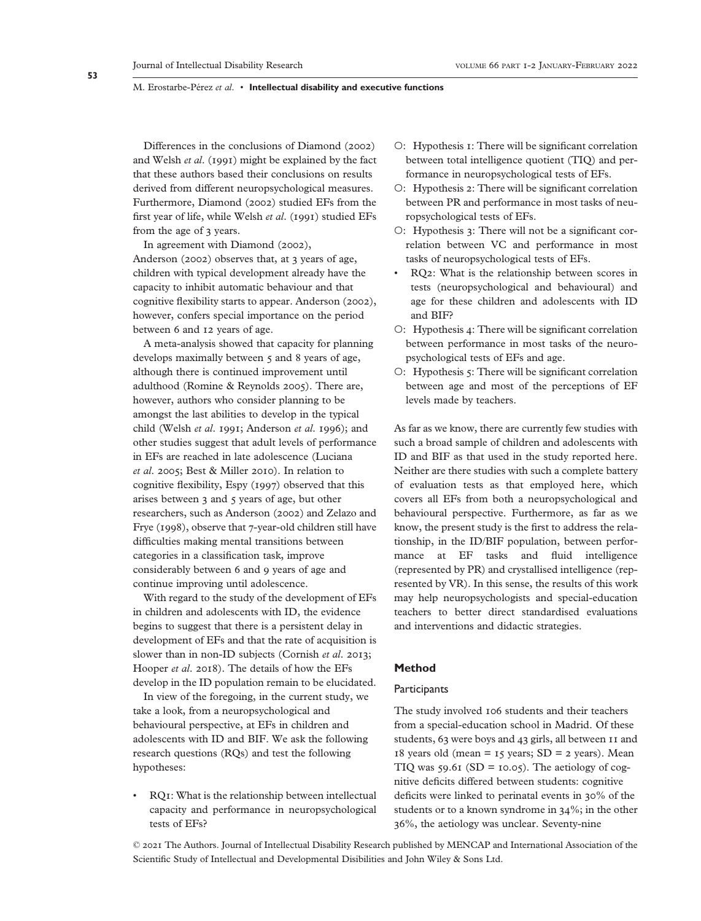Differences in the conclusions of Diamond (2002) and Welsh *et al*. (1991) might be explained by the fact that these authors based their conclusions on results derived from different neuropsychological measures. Furthermore, Diamond (2002) studied EFs from the first year of life, while Welsh *et al*. (1991) studied EFs from the age of 3 years.

In agreement with Diamond (2002), Anderson (2002) observes that, at 3 years of age, children with typical development already have the capacity to inhibit automatic behaviour and that cognitive flexibility starts to appear. Anderson (2002), however, confers special importance on the period between 6 and 12 years of age.

A meta-analysis showed that capacity for planning develops maximally between 5 and 8 years of age, although there is continued improvement until adulthood (Romine & Reynolds 2005). There are, however, authors who consider planning to be amongst the last abilities to develop in the typical child (Welsh *et al*. 1991; Anderson *et al*. 1996); and other studies suggest that adult levels of performance in EFs are reached in late adolescence (Luciana *et al*. 2005; Best & Miller 2010). In relation to cognitive flexibility, Espy (1997) observed that this arises between 3 and 5 years of age, but other researchers, such as Anderson (2002) and Zelazo and Frye (1998), observe that 7-year-old children still have difficulties making mental transitions between categories in a classification task, improve considerably between 6 and 9 years of age and continue improving until adolescence.

With regard to the study of the development of EFs in children and adolescents with ID, the evidence begins to suggest that there is a persistent delay in development of EFs and that the rate of acquisition is slower than in non-ID subjects (Cornish *et al*. 2013; Hooper *et al*. 2018). The details of how the EFs develop in the ID population remain to be elucidated.

In view of the foregoing, in the current study, we take a look, from a neuropsychological and behavioural perspective, at EFs in children and adolescents with ID and BIF. We ask the following research questions (RQs) and test the following hypotheses:

- RQ1: What is the relationship between intellectual capacity and performance in neuropsychological tests of EFs?
  - O: Hypothesis 1: There will be significant correlation between total intelligence quotient (TIQ) and performance in neuropsychological tests of EFs.
  - O: Hypothesis 2: There will be significant correlation between PR and performance in most tasks of neuropsychological tests of EFs.
  - O: Hypothesis 3: There will not be a significant correlation between VC and performance in most tasks of neuropsychological tests of EFs.
- RQ2: What is the relationship between scores in tests (neuropsychological and behavioural) and age for these children and adolescents with ID and BIF?
  - O: Hypothesis 4: There will be significant correlation between performance in most tasks of the neuropsychological tests of EFs and age.
  - O: Hypothesis 5: There will be significant correlation between age and most of the perceptions of EF levels made by teachers.

As far as we know, there are currently few studies with such a broad sample of children and adolescents with ID and BIF as that used in the study reported here. Neither are there studies with such a complete battery of evaluation tests as that employed here, which covers all EFs from both a neuropsychological and behavioural perspective. Furthermore, as far as we know, the present study is the first to address the relationship, in the ID/BIF population, between performance at EF tasks and fluid intelligence (represented by PR) and crystallised intelligence (represented by VR). In this sense, the results of this work may help neuropsychologists and special-education teachers to better direct standardised evaluations and interventions and didactic strategies.

## Method

### Participants

The study involved 106 students and their teachers from a special-education school in Madrid. Of these students, 63 were boys and 43 girls, all between 11 and 18 years old (mean = 15 years; SD = 2 years). Mean TIQ was 59.61 (SD = 10.05). The aetiology of cognitive deficits differed between students: cognitive deficits were linked to perinatal events in 30% of the students or to a known syndrome in 34%; in the other 36%, the aetiology was unclear. Seventy-nine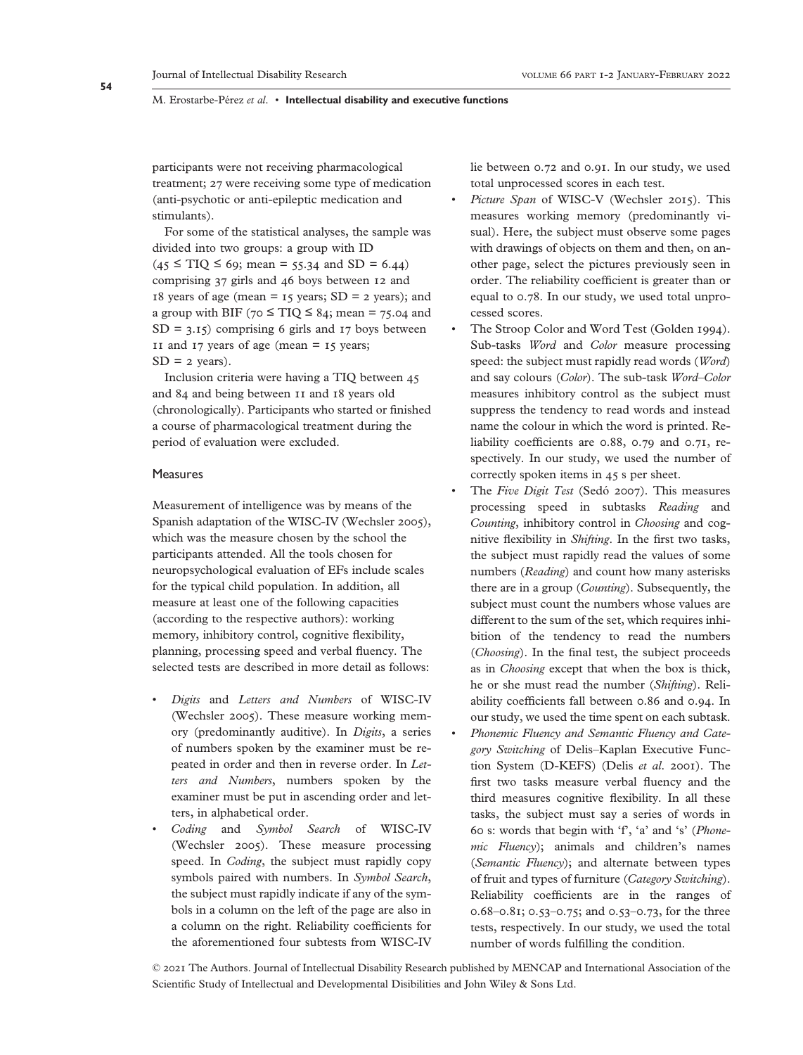participants were not receiving pharmacological treatment; 27 were receiving some type of medication (anti-psychotic or anti-epileptic medication and stimulants).

For some of the statistical analyses, the sample was divided into two groups: a group with ID ($45 \leq$ TIQ $\leq 69$; mean = 55.34 and SD = 6.44) comprising 37 girls and 46 boys between 12 and 18 years of age (mean = 15 years; SD = 2 years); and a group with BIF ($70 \leq$ TIQ $\leq 84$; mean = 75.04 and SD = 3.15) comprising 6 girls and 17 boys between 11 and 17 years of age (mean = 15 years; SD = 2 years).

Inclusion criteria were having a TIQ between 45 and 84 and being between 11 and 18 years old (chronologically). Participants who started or finished a course of pharmacological treatment during the period of evaluation were excluded.

## Measures

Measurement of intelligence was by means of the Spanish adaptation of the WISC-IV (Wechsler 2005), which was the measure chosen by the school the participants attended. All the tools chosen for neuropsychological evaluation of EFs include scales for the typical child population. In addition, all measure at least one of the following capacities (according to the respective authors): working memory, inhibitory control, cognitive flexibility, planning, processing speed and verbal fluency. The selected tests are described in more detail as follows:

- *Digits* and *Letters and Numbers* of WISC-IV (Wechsler 2005). These measure working memory (predominantly auditive). In *Digits*, a series of numbers spoken by the examiner must be repeated in order and then in reverse order. In *Letters and Numbers*, numbers spoken by the examiner must be put in ascending order and letters, in alphabetical order.
- *Coding* and *Symbol Search* of WISC-IV (Wechsler 2005). These measure processing speed. In *Coding*, the subject must rapidly copy symbols paired with numbers. In *Symbol Search*, the subject must rapidly indicate if any of the symbols in a column on the left of the page are also in a column on the right. Reliability coefficients for the aforementioned four subtests from WISC-IV lie between 0.72 and 0.91. In our study, we used total unprocessed scores in each test.
- *Picture Span* of WISC-V (Wechsler 2015). This measures working memory (predominantly visual). Here, the subject must observe some pages with drawings of objects on them and then, on another page, select the pictures previously seen in order. The reliability coefficient is greater than or equal to 0.78. In our study, we used total unprocessed scores.
- The Stroop Color and Word Test (Golden 1994). Sub-tasks *Word* and *Color* measure processing speed: the subject must rapidly read words (*Word*) and say colours (*Color*). The sub-task *Word–Color* measures inhibitory control as the subject must suppress the tendency to read words and instead name the colour in which the word is printed. Reliability coefficients are 0.88, 0.79 and 0.71, respectively. In our study, we used the number of correctly spoken items in 45 s per sheet.
- The *Five Digit Test* (Sedó 2007). This measures processing speed in subtasks *Reading* and *Counting*, inhibitory control in *Choosing* and cognitive flexibility in *Shifting*. In the first two tasks, the subject must rapidly read the values of some numbers (*Reading*) and count how many asterisks there are in a group (*Counting*). Subsequently, the subject must count the numbers whose values are different to the sum of the set, which requires inhibition of the tendency to read the numbers (*Choosing*). In the final test, the subject proceeds as in *Choosing* except that when the box is thick, he or she must read the number (*Shifting*). Reliability coefficients fall between 0.86 and 0.94. In our study, we used the time spent on each subtask.
- *Phonemic Fluency and Semantic Fluency and Category Switching* of Delis–Kaplan Executive Function System (D-KEFS) (Delis *et al.* 2001). The first two tasks measure verbal fluency and the third measures cognitive flexibility. In all these tasks, the subject must say a series of words in 60 s: words that begin with 'f', 'a' and 's' (*Phonemic Fluency*); animals and children's names (*Semantic Fluency*); and alternate between types of fruit and types of furniture (*Category Switching*). Reliability coefficients are in the ranges of 0.68–0.81; 0.53–0.75; and 0.53–0.73, for the three tests, respectively. In our study, we used the total number of words fulfilling the condition.

© 2021 The Authors. Journal of Intellectual Disability Research published by MENCAP and International Association of the Scientific Study of Intellectual and Developmental Disibilities and John Wiley & Sons Ltd.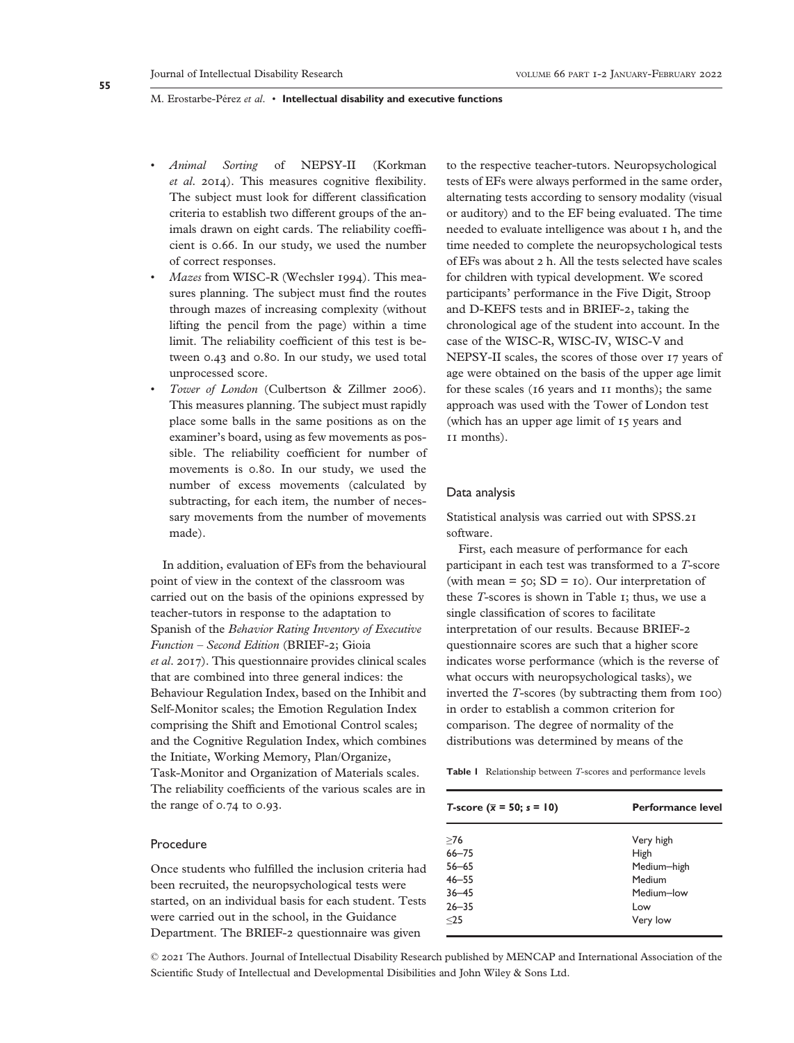- *Animal Sorting* of NEPSY-II (Korkman *et al*. 2014). This measures cognitive flexibility. The subject must look for different classification criteria to establish two different groups of the animals drawn on eight cards. The reliability coefficient is 0.66. In our study, we used the number of correct responses.
- *Mazes* from WISC-R (Wechsler 1994). This measures planning. The subject must find the routes through mazes of increasing complexity (without lifting the pencil from the page) within a time limit. The reliability coefficient of this test is between 0.43 and 0.80. In our study, we used total unprocessed score.
- *Tower of London* (Culbertson & Zillmer 2006). This measures planning. The subject must rapidly place some balls in the same positions as on the examiner's board, using as few movements as possible. The reliability coefficient for number of movements is 0.80. In our study, we used the number of excess movements (calculated by subtracting, for each item, the number of necessary movements from the number of movements made).

In addition, evaluation of EFs from the behavioural point of view in the context of the classroom was carried out on the basis of the opinions expressed by teacher-tutors in response to the adaptation to Spanish of the *Behavior Rating Inventory of Executive Function – Second Edition* (BRIEF-2; Gioia *et al*. 2017). This questionnaire provides clinical scales that are combined into three general indices: the Behaviour Regulation Index, based on the Inhibit and Self-Monitor scales; the Emotion Regulation Index comprising the Shift and Emotional Control scales; and the Cognitive Regulation Index, which combines the Initiate, Working Memory, Plan/Organize, Task-Monitor and Organization of Materials scales. The reliability coefficients of the various scales are in the range of 0.74 to 0.93.

## Procedure

Once students who fulfilled the inclusion criteria had been recruited, the neuropsychological tests were started, on an individual basis for each student. Tests were carried out in the school, in the Guidance Department. The BRIEF-2 questionnaire was given to the respective teacher-tutors. Neuropsychological tests of EFs were always performed in the same order, alternating tests according to sensory modality (visual or auditory) and to the EF being evaluated. The time needed to evaluate intelligence was about 1 h, and the time needed to complete the neuropsychological tests of EFs was about 2 h. All the tests selected have scales for children with typical development. We scored participants' performance in the Five Digit, Stroop and D-KEFS tests and in BRIEF-2, taking the chronological age of the student into account. In the case of the WISC-R, WISC-IV, WISC-V and NEPSY-II scales, the scores of those over 17 years of age were obtained on the basis of the upper age limit for these scales (16 years and 11 months); the same approach was used with the Tower of London test (which has an upper age limit of 15 years and 11 months).

## Data analysis

Statistical analysis was carried out with SPSS.21 software.

First, each measure of performance for each participant in each test was transformed to a *T*-score (with mean = 50; SD = 10). Our interpretation of these *T*-scores is shown in Table 1; thus, we use a single classification of scores to facilitate interpretation of our results. Because BRIEF-2 questionnaire scores are such that a higher score indicates worse performance (which is the reverse of what occurs with neuropsychological tasks), we inverted the *T*-scores (by subtracting them from 100) in order to establish a common criterion for comparison. The degree of normality of the distributions was determined by means of the

**Table 1** Relationship between *T*-scores and performance levels

| *T*-score ($\bar{x}$ = 50; *s* = 10) | Performance level |
|---|---|
| ≥76 | Very high |
| 66–75 | High |
| 56–65 | Medium–high |
| 46–55 | Medium |
| 36–45 | Medium–low |
| 26–35 | Low |
| ≤25 | Very low |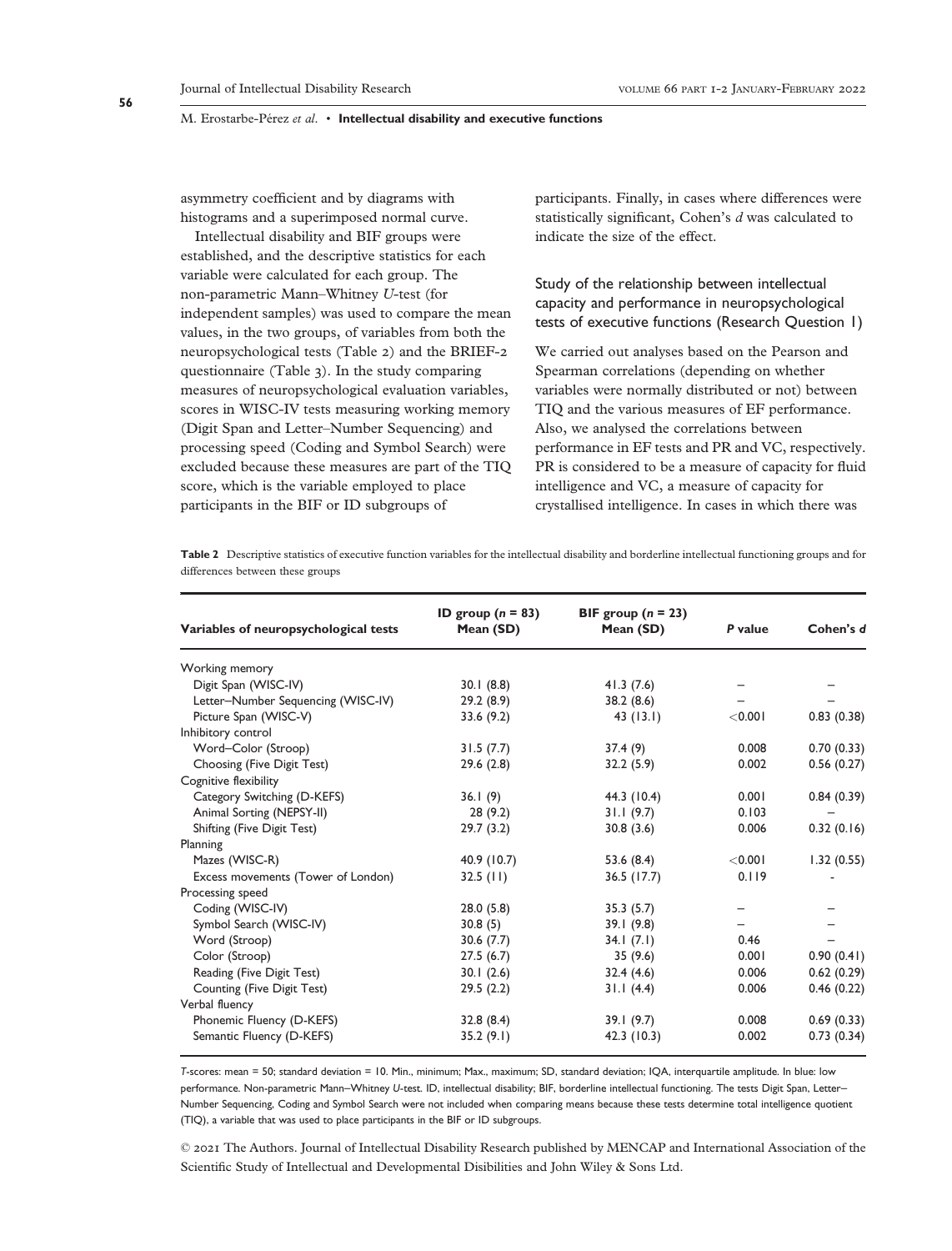asymmetry coefficient and by diagrams with histograms and a superimposed normal curve.

Intellectual disability and BIF groups were established, and the descriptive statistics for each variable were calculated for each group. The non-parametric Mann–Whitney *U*-test (for independent samples) was used to compare the mean values, in the two groups, of variables from both the neuropsychological tests (Table 2) and the BRIEF-2 questionnaire (Table 3). In the study comparing measures of neuropsychological evaluation variables, scores in WISC-IV tests measuring working memory (Digit Span and Letter–Number Sequencing) and processing speed (Coding and Symbol Search) were excluded because these measures are part of the TIQ score, which is the variable employed to place participants in the BIF or ID subgroups of participants. Finally, in cases where differences were statistically significant, Cohen's *d* was calculated to indicate the size of the effect.

### Study of the relationship between intellectual capacity and performance in neuropsychological tests of executive functions (Research Question 1)

We carried out analyses based on the Pearson and Spearman correlations (depending on whether variables were normally distributed or not) between TIQ and the various measures of EF performance. Also, we analysed the correlations between performance in EF tests and PR and VC, respectively. PR is considered to be a measure of capacity for fluid intelligence and VC, a measure of capacity for crystallised intelligence. In cases in which there was

**Table 2** Descriptive statistics of executive function variables for the intellectual disability and borderline intellectual functioning groups and for differences between these groups

| Variables of neuropsychological tests | ID group ($n$ = 83) Mean (SD) | BIF group ($n$ = 23) Mean (SD) | *P* value | Cohen's *d* |
|---|---|---|---|---|
| Working memory | | | | |
| Digit Span (WISC-IV) | 30.1 (8.8) | 41.3 (7.6) | – | – |
| Letter–Number Sequencing (WISC-IV) | 29.2 (8.9) | 38.2 (8.6) | – | – |
| Picture Span (WISC-V) | 33.6 (9.2) | 43 (13.1) | <0.001 | 0.83 (0.38) |
| Inhibitory control | | | | |
| Word–Color (Stroop) | 31.5 (7.7) | 37.4 (9) | 0.008 | 0.70 (0.33) |
| Choosing (Five Digit Test) | 29.6 (2.8) | 32.2 (5.9) | 0.002 | 0.56 (0.27) |
| Cognitive flexibility | | | | |
| Category Switching (D-KEFS) | 36.1 (9) | 44.3 (10.4) | 0.001 | 0.84 (0.39) |
| Animal Sorting (NEPSY-II) | 28 (9.2) | 31.1 (9.7) | 0.103 | – |
| Shifting (Five Digit Test) | 29.7 (3.2) | 30.8 (3.6) | 0.006 | 0.32 (0.16) |
| Planning | | | | |
| Mazes (WISC-R) | 40.9 (10.7) | 53.6 (8.4) | <0.001 | 1.32 (0.55) |
| Excess movements (Tower of London) | 32.5 (11) | 36.5 (17.7) | 0.119 | - |
| Processing speed | | | | |
| Coding (WISC-IV) | 28.0 (5.8) | 35.3 (5.7) | – | – |
| Symbol Search (WISC-IV) | 30.8 (5) | 39.1 (9.8) | – | – |
| Word (Stroop) | 30.6 (7.7) | 34.1 (7.1) | 0.46 | – |
| Color (Stroop) | 27.5 (6.7) | 35 (9.6) | 0.001 | 0.90 (0.41) |
| Reading (Five Digit Test) | 30.1 (2.6) | 32.4 (4.6) | 0.006 | 0.62 (0.29) |
| Counting (Five Digit Test) | 29.5 (2.2) | 31.1 (4.4) | 0.006 | 0.46 (0.22) |
| Verbal fluency | | | | |
| Phonemic Fluency (D-KEFS) | 32.8 (8.4) | 39.1 (9.7) | 0.008 | 0.69 (0.33) |
| Semantic Fluency (D-KEFS) | 35.2 (9.1) | 42.3 (10.3) | 0.002 | 0.73 (0.34) |

*T*-scores: mean = 50; standard deviation = 10. Min., minimum; Max., maximum; SD, standard deviation; IQA, interquartile amplitude. In blue: low performance. Non-parametric Mann–Whitney *U*-test. ID, intellectual disability; BIF, borderline intellectual functioning. The tests Digit Span, Letter–Number Sequencing, Coding and Symbol Search were not included when comparing means because these tests determine total intelligence quotient (TIQ), a variable that was used to place participants in the BIF or ID subgroups.

© 2021 The Authors. Journal of Intellectual Disability Research published by MENCAP and International Association of the Scientific Study of Intellectual and Developmental Disibilities and John Wiley & Sons Ltd.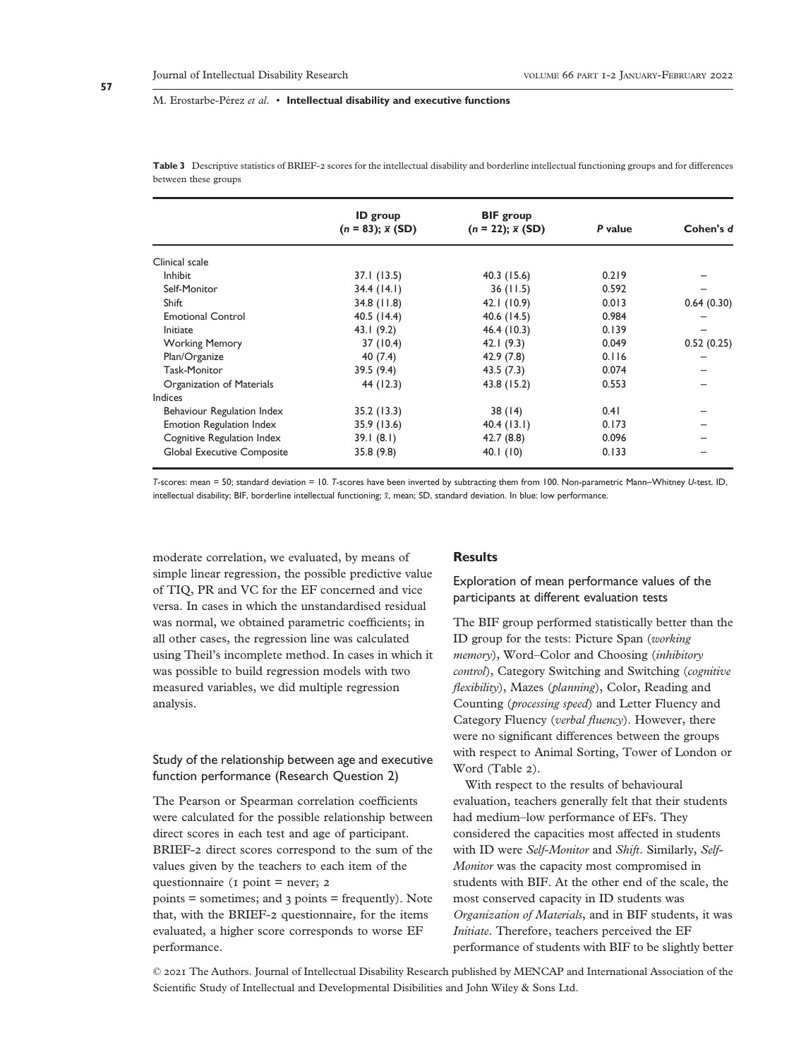**Table 3** Descriptive statistics of BRIEF-2 scores for the intellectual disability and borderline intellectual functioning groups and for differences between these groups

| | ID group ($n$ = 83); $\bar{x}$ (SD) | BIF group ($n$ = 22); $\bar{x}$ (SD) | *P* value | Cohen's *d* |
|---|---|---|---|---|
| Clinical scale | | | | |
| Inhibit | 37.1 (13.5) | 40.3 (15.6) | 0.219 | – |
| Self-Monitor | 34.4 (14.1) | 36 (11.5) | 0.592 | – |
| Shift | 34.8 (11.8) | 42.1 (10.9) | 0.013 | 0.64 (0.30) |
| Emotional Control | 40.5 (14.4) | 40.6 (14.5) | 0.984 | – |
| Initiate | 43.1 (9.2) | 46.4 (10.3) | 0.139 | – |
| Working Memory | 37 (10.4) | 42.1 (9.3) | 0.049 | 0.52 (0.25) |
| Plan/Organize | 40 (7.4) | 42.9 (7.8) | 0.116 | – |
| Task-Monitor | 39.5 (9.4) | 43.5 (7.3) | 0.074 | – |
| Organization of Materials | 44 (12.3) | 43.8 (15.2) | 0.553 | – |
| Indices | | | | |
| Behaviour Regulation Index | 35.2 (13.3) | 38 (14) | 0.41 | – |
| Emotion Regulation Index | 35.9 (13.6) | 40.4 (13.1) | 0.173 | – |
| Cognitive Regulation Index | 39.1 (8.1) | 42.7 (8.8) | 0.096 | – |
| Global Executive Composite | 35.8 (9.8) | 40.1 (10) | 0.133 | – |

*T*-scores: mean = 50; standard deviation = 10. *T*-scores have been inverted by subtracting them from 100. Non-parametric Mann–Whitney *U*-test. ID, intellectual disability; BIF, borderline intellectual functioning; $\bar{x}$, mean; SD, standard deviation. In blue: low performance.

moderate correlation, we evaluated, by means of simple linear regression, the possible predictive value of TIQ, PR and VC for the EF concerned and vice versa. In cases in which the unstandardised residual was normal, we obtained parametric coefficients; in all other cases, the regression line was calculated using Theil's incomplete method. In cases in which it was possible to build regression models with two measured variables, we did multiple regression analysis.

### Study of the relationship between age and executive function performance (Research Question 2)

The Pearson or Spearman correlation coefficients were calculated for the possible relationship between direct scores in each test and age of participant. BRIEF-2 direct scores correspond to the sum of the values given by the teachers to each item of the questionnaire (1 point = never; 2 points = sometimes; and 3 points = frequently). Note that, with the BRIEF-2 questionnaire, for the items evaluated, a higher score corresponds to worse EF performance.

## Results

### Exploration of mean performance values of the participants at different evaluation tests

The BIF group performed statistically better than the ID group for the tests: Picture Span (*working memory*), Word–Color and Choosing (*inhibitory control*), Category Switching and Switching (*cognitive flexibility*), Mazes (*planning*), Color, Reading and Counting (*processing speed*) and Letter Fluency and Category Fluency (*verbal fluency*). However, there were no significant differences between the groups with respect to Animal Sorting, Tower of London or Word (Table 2).

With respect to the results of behavioural evaluation, teachers generally felt that their students had medium–low performance of EFs. They considered the capacities most affected in students with ID were *Self-Monitor* and *Shift*. Similarly, *Self-Monitor* was the capacity most compromised in students with BIF. At the other end of the scale, the most conserved capacity in ID students was *Organization of Materials*, and in BIF students, it was *Initiate*. Therefore, teachers perceived the EF performance of students with BIF to be slightly better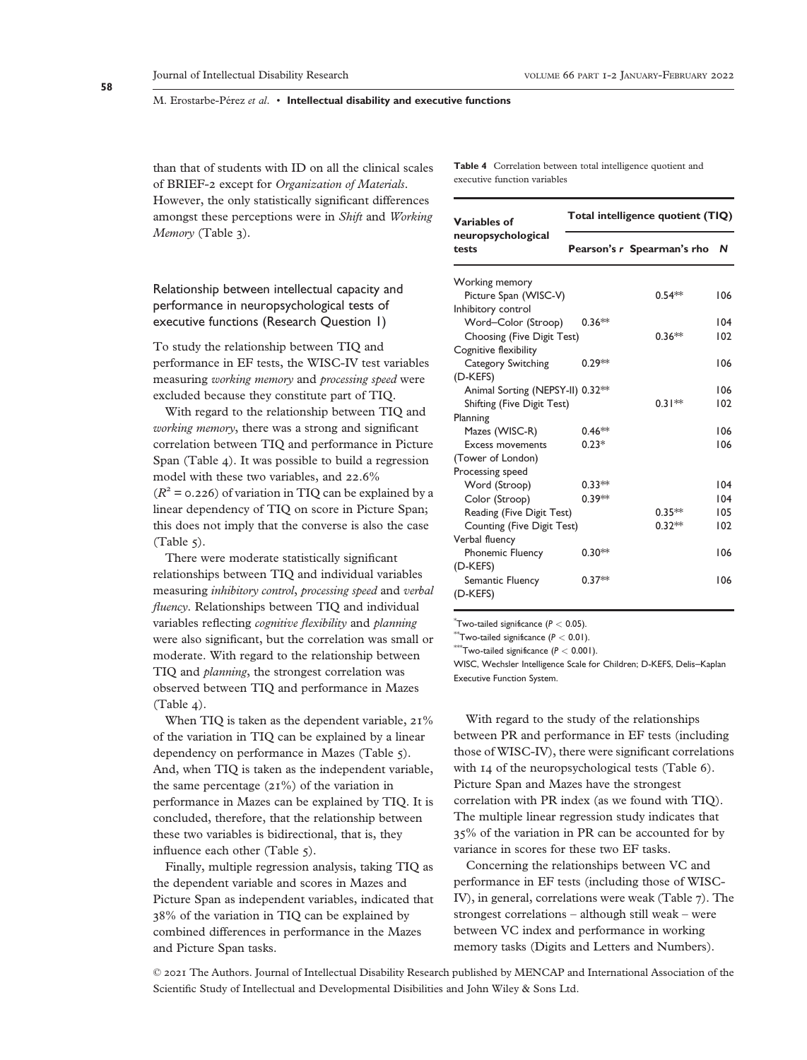than that of students with ID on all the clinical scales of BRIEF-2 except for *Organization of Materials*. However, the only statistically significant differences amongst these perceptions were in *Shift* and *Working Memory* (Table 3).

### Relationship between intellectual capacity and performance in neuropsychological tests of executive functions (Research Question 1)

To study the relationship between TIQ and performance in EF tests, the WISC-IV test variables measuring *working memory* and *processing speed* were excluded because they constitute part of TIQ.

With regard to the relationship between TIQ and *working memory*, there was a strong and significant correlation between TIQ and performance in Picture Span (Table 4). It was possible to build a regression model with these two variables, and 22.6% ($R^2 = 0.226$) of variation in TIQ can be explained by a linear dependency of TIQ on score in Picture Span; this does not imply that the converse is also the case (Table 5).

There were moderate statistically significant relationships between TIQ and individual variables measuring *inhibitory control*, *processing speed* and *verbal fluency*. Relationships between TIQ and individual variables reflecting *cognitive flexibility* and *planning* were also significant, but the correlation was small or moderate. With regard to the relationship between TIQ and *planning*, the strongest correlation was observed between TIQ and performance in Mazes (Table 4).

When TIQ is taken as the dependent variable, 21% of the variation in TIQ can be explained by a linear dependency on performance in Mazes (Table 5). And, when TIQ is taken as the independent variable, the same percentage (21%) of the variation in performance in Mazes can be explained by TIQ. It is concluded, therefore, that the relationship between these two variables is bidirectional, that is, they influence each other (Table 5).

Finally, multiple regression analysis, taking TIQ as the dependent variable and scores in Mazes and Picture Span as independent variables, indicated that 38% of the variation in TIQ can be explained by combined differences in performance in the Mazes and Picture Span tasks.

**Table 4** Correlation between total intelligence quotient and executive function variables

| Variables of neuropsychological tests | Total intelligence quotient (TIQ) | | |
|---|---|---|---|
| | Pearson's *r* | Spearman's rho | *N* |
| Working memory | | | |
| Picture Span (WISC-V) | | 0.54** | 106 |
| Inhibitory control | | | |
| Word–Color (Stroop) | 0.36** | | 104 |
| Choosing (Five Digit Test) | | 0.36** | 102 |
| Cognitive flexibility | | | |
| Category Switching (D-KEFS) | 0.29** | | 106 |
| Animal Sorting (NEPSY-II) | 0.32** | | 106 |
| Shifting (Five Digit Test) | | 0.31** | 102 |
| Planning | | | |
| Mazes (WISC-R) | 0.46** | | 106 |
| Excess movements (Tower of London) | 0.23* | | 106 |
| Processing speed | | | |
| Word (Stroop) | 0.33** | | 104 |
| Color (Stroop) | 0.39** | | 104 |
| Reading (Five Digit Test) | | 0.35** | 105 |
| Counting (Five Digit Test) | | 0.32** | 102 |
| Verbal fluency | | | |
| Phonemic Fluency (D-KEFS) | 0.30** | | 106 |
| Semantic Fluency (D-KEFS) | 0.37** | | 106 |

*Two-tailed significance ($P < 0.05$).
**Two-tailed significance ($P < 0.01$).
***Two-tailed significance ($P < 0.001$).
WISC, Wechsler Intelligence Scale for Children; D-KEFS, Delis–Kaplan Executive Function System.

With regard to the study of the relationships between PR and performance in EF tests (including those of WISC-IV), there were significant correlations with 14 of the neuropsychological tests (Table 6). Picture Span and Mazes have the strongest correlation with PR index (as we found with TIQ). The multiple linear regression study indicates that 35% of the variation in PR can be accounted for by variance in scores for these two EF tasks.

Concerning the relationships between VC and performance in EF tests (including those of WISC-IV), in general, correlations were weak (Table 7). The strongest correlations – although still weak – were between VC index and performance in working memory tasks (Digits and Letters and Numbers).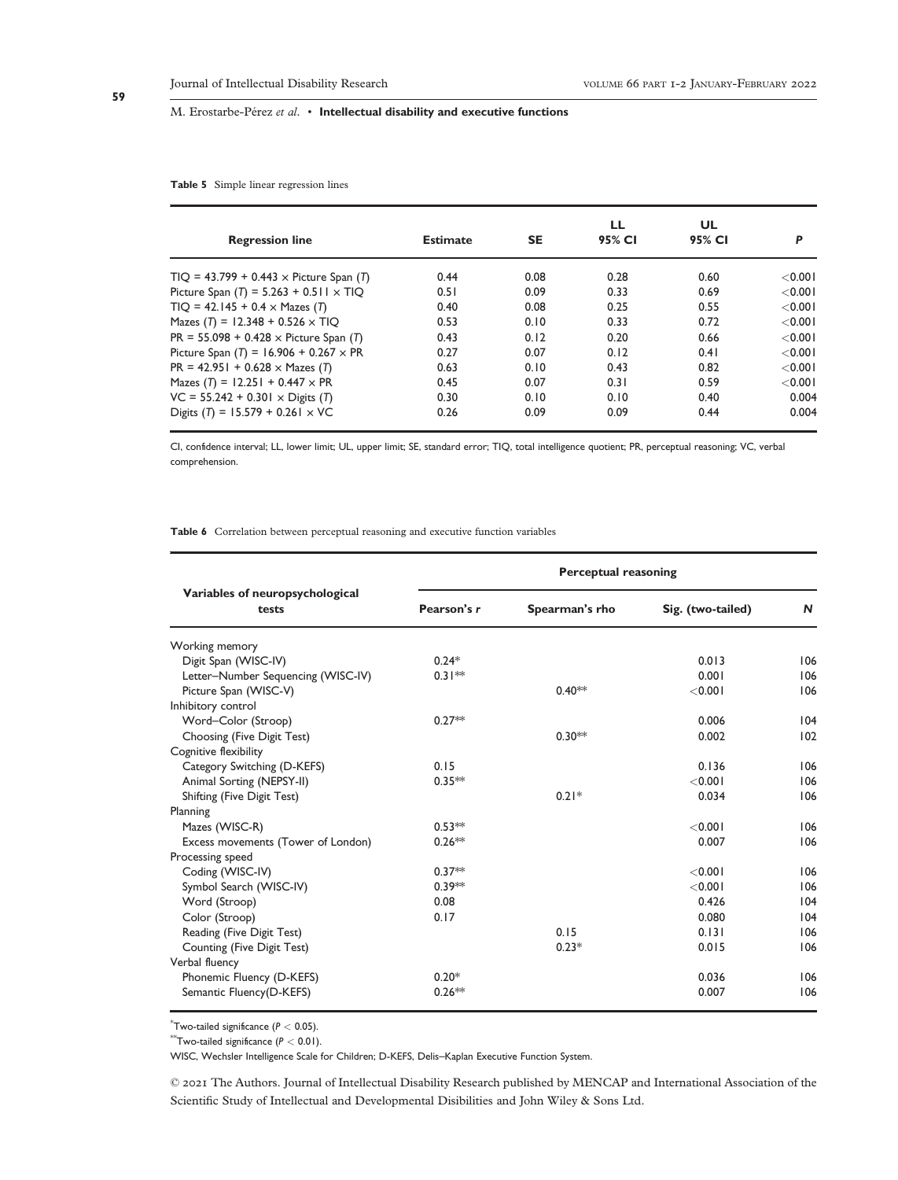**Table 5** Simple linear regression lines

| Regression line | Estimate | SE | LL 95% CI | UL 95% CI | P |
|---|---|---|---|---|---|
| TIQ = 43.799 + 0.443 × Picture Span (*T*) | 0.44 | 0.08 | 0.28 | 0.60 | <0.001 |
| Picture Span (*T*) = 5.263 + 0.511 × TIQ | 0.51 | 0.09 | 0.33 | 0.69 | <0.001 |
| TIQ = 42.145 + 0.4 × Mazes (*T*) | 0.40 | 0.08 | 0.25 | 0.55 | <0.001 |
| Mazes (*T*) = 12.348 + 0.526 × TIQ | 0.53 | 0.10 | 0.33 | 0.72 | <0.001 |
| PR = 55.098 + 0.428 × Picture Span (*T*) | 0.43 | 0.12 | 0.20 | 0.66 | <0.001 |
| Picture Span (*T*) = 16.906 + 0.267 × PR | 0.27 | 0.07 | 0.12 | 0.41 | <0.001 |
| PR = 42.951 + 0.628 × Mazes (*T*) | 0.63 | 0.10 | 0.43 | 0.82 | <0.001 |
| Mazes (*T*) = 12.251 + 0.447 × PR | 0.45 | 0.07 | 0.31 | 0.59 | <0.001 |
| VC = 55.242 + 0.301 × Digits (*T*) | 0.30 | 0.10 | 0.10 | 0.40 | 0.004 |
| Digits (*T*) = 15.579 + 0.261 × VC | 0.26 | 0.09 | 0.09 | 0.44 | 0.004 |

CI, confidence interval; LL, lower limit; UL, upper limit; SE, standard error; TIQ, total intelligence quotient; PR, perceptual reasoning; VC, verbal comprehension.

**Table 6** Correlation between perceptual reasoning and executive function variables

| Variables of neuropsychological tests | Perceptual reasoning | | | |
|---|---|---|---|---|
| | Pearson's *r* | Spearman's rho | Sig. (two-tailed) | *N* |
| Working memory | | | | |
| Digit Span (WISC-IV) | 0.24* | | 0.013 | 106 |
| Letter–Number Sequencing (WISC-IV) | 0.31** | | 0.001 | 106 |
| Picture Span (WISC-V) | | 0.40** | <0.001 | 106 |
| Inhibitory control | | | | |
| Word–Color (Stroop) | 0.27** | | 0.006 | 104 |
| Choosing (Five Digit Test) | | 0.30** | 0.002 | 102 |
| Cognitive flexibility | | | | |
| Category Switching (D-KEFS) | 0.15 | | 0.136 | 106 |
| Animal Sorting (NEPSY-II) | 0.35** | | <0.001 | 106 |
| Shifting (Five Digit Test) | | 0.21* | 0.034 | 106 |
| Planning | | | | |
| Mazes (WISC-R) | 0.53** | | <0.001 | 106 |
| Excess movements (Tower of London) | 0.26** | | 0.007 | 106 |
| Processing speed | | | | |
| Coding (WISC-IV) | 0.37** | | <0.001 | 106 |
| Symbol Search (WISC-IV) | 0.39** | | <0.001 | 106 |
| Word (Stroop) | 0.08 | | 0.426 | 104 |
| Color (Stroop) | 0.17 | | 0.080 | 104 |
| Reading (Five Digit Test) | | 0.15 | 0.131 | 106 |
| Counting (Five Digit Test) | | 0.23* | 0.015 | 106 |
| Verbal fluency | | | | |
| Phonemic Fluency (D-KEFS) | 0.20* | | 0.036 | 106 |
| Semantic Fluency(D-KEFS) | 0.26** | | 0.007 | 106 |

*Two-tailed significance ($P < 0.05$).

**Two-tailed significance ($P < 0.01$).

WISC, Wechsler Intelligence Scale for Children; D-KEFS, Delis–Kaplan Executive Function System.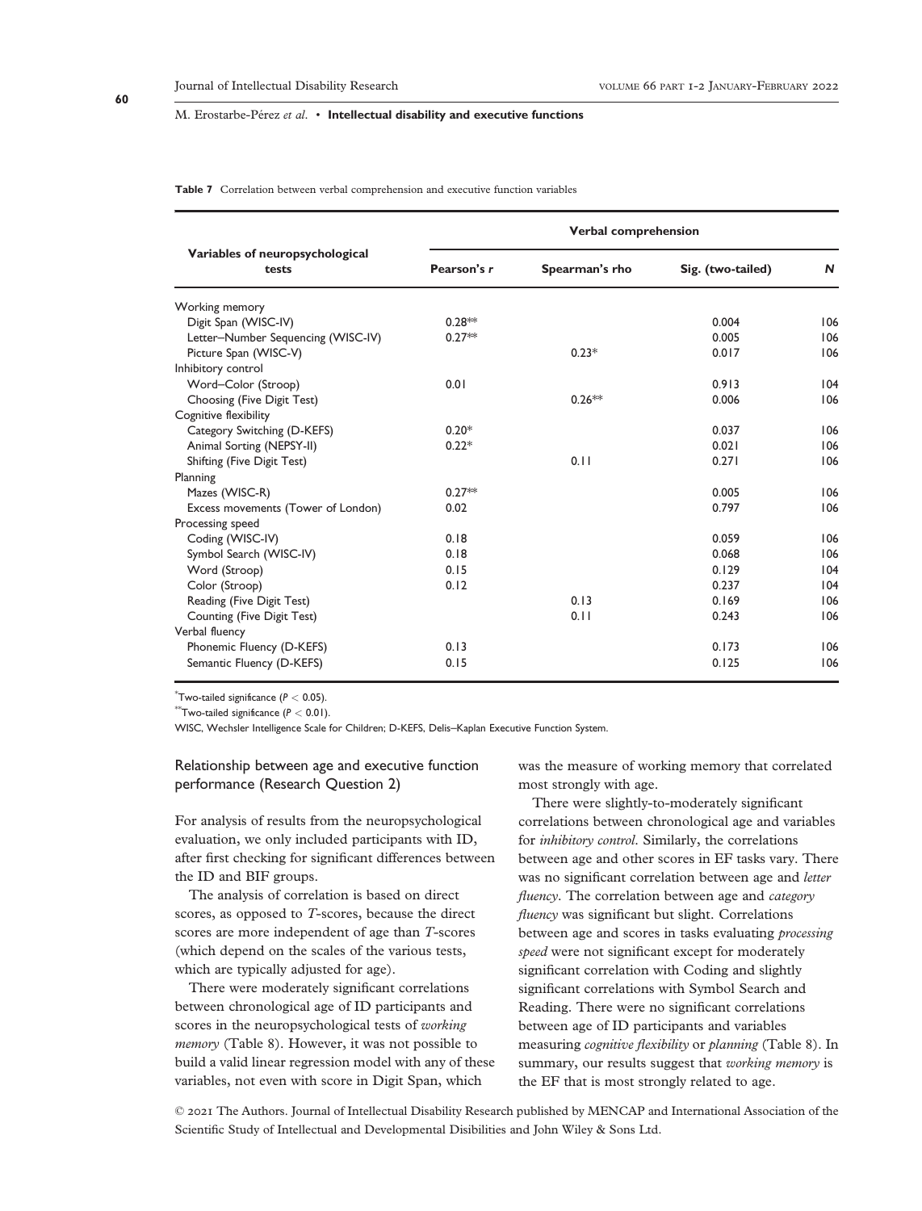**Table 7** Correlation between verbal comprehension and executive function variables

| Variables of neuropsychological tests | Verbal comprehension | | | |
|---|---|---|---|---|
| | Pearson's *r* | Spearman's rho | Sig. (two-tailed) | *N* |
| Working memory | | | | |
| Digit Span (WISC-IV) | 0.28** | | 0.004 | 106 |
| Letter–Number Sequencing (WISC-IV) | 0.27** | | 0.005 | 106 |
| Picture Span (WISC-V) | | 0.23* | 0.017 | 106 |
| Inhibitory control | | | | |
| Word–Color (Stroop) | 0.01 | | 0.913 | 104 |
| Choosing (Five Digit Test) | | 0.26** | 0.006 | 106 |
| Cognitive flexibility | | | | |
| Category Switching (D-KEFS) | 0.20* | | 0.037 | 106 |
| Animal Sorting (NEPSY-II) | 0.22* | | 0.021 | 106 |
| Shifting (Five Digit Test) | | 0.11 | 0.271 | 106 |
| Planning | | | | |
| Mazes (WISC-R) | 0.27** | | 0.005 | 106 |
| Excess movements (Tower of London) | 0.02 | | 0.797 | 106 |
| Processing speed | | | | |
| Coding (WISC-IV) | 0.18 | | 0.059 | 106 |
| Symbol Search (WISC-IV) | 0.18 | | 0.068 | 106 |
| Word (Stroop) | 0.15 | | 0.129 | 104 |
| Color (Stroop) | 0.12 | | 0.237 | 104 |
| Reading (Five Digit Test) | | 0.13 | 0.169 | 106 |
| Counting (Five Digit Test) | | 0.11 | 0.243 | 106 |
| Verbal fluency | | | | |
| Phonemic Fluency (D-KEFS) | 0.13 | | 0.173 | 106 |
| Semantic Fluency (D-KEFS) | 0.15 | | 0.125 | 106 |

*Two-tailed significance ($P < 0.05$).

**Two-tailed significance ($P < 0.01$).

WISC, Wechsler Intelligence Scale for Children; D-KEFS, Delis–Kaplan Executive Function System.

## Relationship between age and executive function performance (Research Question 2)

For analysis of results from the neuropsychological evaluation, we only included participants with ID, after first checking for significant differences between the ID and BIF groups.

The analysis of correlation is based on direct scores, as opposed to *T*-scores, because the direct scores are more independent of age than *T*-scores (which depend on the scales of the various tests, which are typically adjusted for age).

There were moderately significant correlations between chronological age of ID participants and scores in the neuropsychological tests of *working memory* (Table 8). However, it was not possible to build a valid linear regression model with any of these variables, not even with score in Digit Span, which was the measure of working memory that correlated most strongly with age.

There were slightly-to-moderately significant correlations between chronological age and variables for *inhibitory control*. Similarly, the correlations between age and other scores in EF tasks vary. There was no significant correlation between age and *letter fluency*. The correlation between age and *category fluency* was significant but slight. Correlations between age and scores in tasks evaluating *processing speed* were not significant except for moderately significant correlation with Coding and slightly significant correlations with Symbol Search and Reading. There were no significant correlations between age of ID participants and variables measuring *cognitive flexibility* or *planning* (Table 8). In summary, our results suggest that *working memory* is the EF that is most strongly related to age.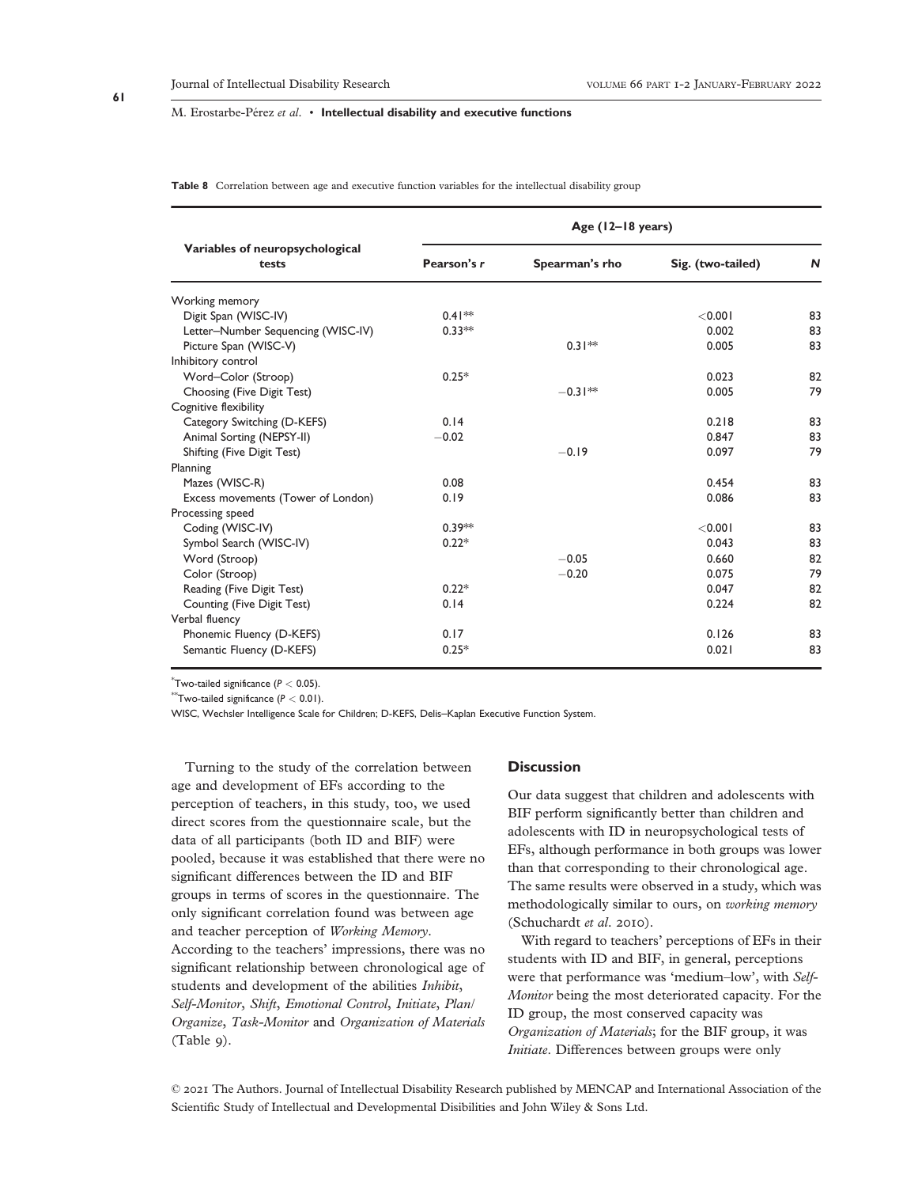**Table 8** Correlation between age and executive function variables for the intellectual disability group

| Variables of neuropsychological tests | Age (12–18 years) | | | |
|---|---|---|---|---|
| | Pearson's *r* | Spearman's rho | Sig. (two-tailed) | *N* |
| Working memory | | | | |
| Digit Span (WISC-IV) | 0.41** | | <0.001 | 83 |
| Letter–Number Sequencing (WISC-IV) | 0.33** | | 0.002 | 83 |
| Picture Span (WISC-V) | | 0.31** | 0.005 | 83 |
| Inhibitory control | | | | |
| Word–Color (Stroop) | 0.25* | | 0.023 | 82 |
| Choosing (Five Digit Test) | | −0.31** | 0.005 | 79 |
| Cognitive flexibility | | | | |
| Category Switching (D-KEFS) | 0.14 | | 0.218 | 83 |
| Animal Sorting (NEPSY-II) | −0.02 | | 0.847 | 83 |
| Shifting (Five Digit Test) | | −0.19 | 0.097 | 79 |
| Planning | | | | |
| Mazes (WISC-R) | 0.08 | | 0.454 | 83 |
| Excess movements (Tower of London) | 0.19 | | 0.086 | 83 |
| Processing speed | | | | |
| Coding (WISC-IV) | 0.39** | | <0.001 | 83 |
| Symbol Search (WISC-IV) | 0.22* | | 0.043 | 83 |
| Word (Stroop) | | −0.05 | 0.660 | 82 |
| Color (Stroop) | | −0.20 | 0.075 | 79 |
| Reading (Five Digit Test) | 0.22* | | 0.047 | 82 |
| Counting (Five Digit Test) | 0.14 | | 0.224 | 82 |
| Verbal fluency | | | | |
| Phonemic Fluency (D-KEFS) | 0.17 | | 0.126 | 83 |
| Semantic Fluency (D-KEFS) | 0.25* | | 0.021 | 83 |

*Two-tailed significance ($P < 0.05$).

**Two-tailed significance ($P < 0.01$).

WISC, Wechsler Intelligence Scale for Children; D-KEFS, Delis–Kaplan Executive Function System.

Turning to the study of the correlation between age and development of EFs according to the perception of teachers, in this study, too, we used direct scores from the questionnaire scale, but the data of all participants (both ID and BIF) were pooled, because it was established that there were no significant differences between the ID and BIF groups in terms of scores in the questionnaire. The only significant correlation found was between age and teacher perception of *Working Memory*. According to the teachers' impressions, there was no significant relationship between chronological age of students and development of the abilities *Inhibit*, *Self-Monitor*, *Shift*, *Emotional Control*, *Initiate*, *Plan/Organize*, *Task-Monitor* and *Organization of Materials* (Table 9).

## Discussion

Our data suggest that children and adolescents with BIF perform significantly better than children and adolescents with ID in neuropsychological tests of EFs, although performance in both groups was lower than that corresponding to their chronological age. The same results were observed in a study, which was methodologically similar to ours, on *working memory* (Schuchardt *et al*. 2010).

With regard to teachers' perceptions of EFs in their students with ID and BIF, in general, perceptions were that performance was 'medium–low', with *Self-Monitor* being the most deteriorated capacity. For the ID group, the most conserved capacity was *Organization of Materials*; for the BIF group, it was *Initiate*. Differences between groups were only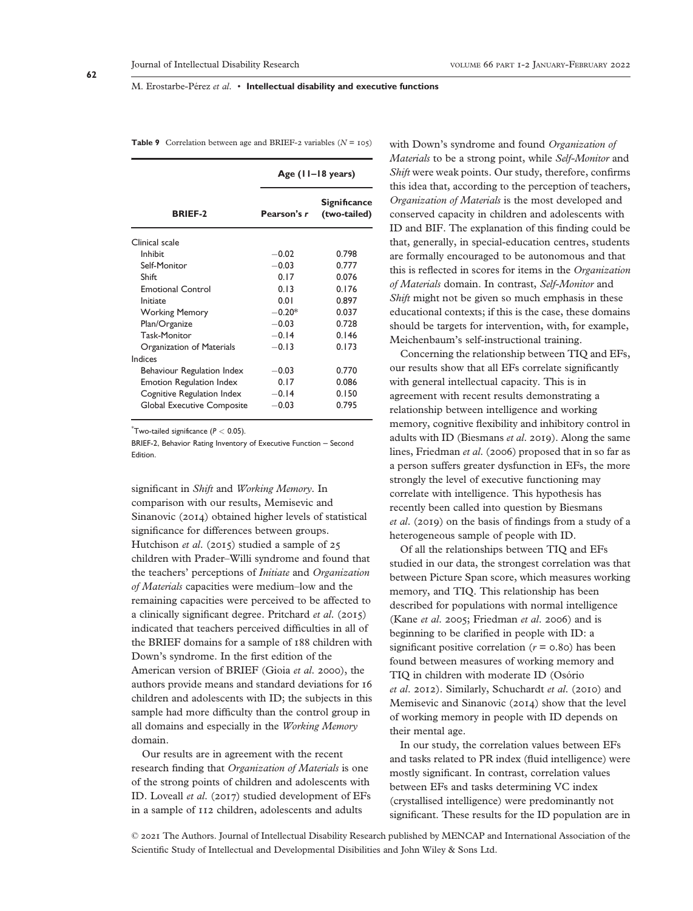**Table 9** Correlation between age and BRIEF-2 variables ($N$ = 105)

| BRIEF-2 | Age (11–18 years) | |
|---|---|---|
| | Pearson's $r$ | Significance (two-tailed) |
| Clinical scale | | |
| Inhibit | −0.02 | 0.798 |
| Self-Monitor | −0.03 | 0.777 |
| Shift | 0.17 | 0.076 |
| Emotional Control | 0.13 | 0.176 |
| Initiate | 0.01 | 0.897 |
| Working Memory | −0.20* | 0.037 |
| Plan/Organize | −0.03 | 0.728 |
| Task-Monitor | −0.14 | 0.146 |
| Organization of Materials | −0.13 | 0.173 |
| Indices | | |
| Behaviour Regulation Index | −0.03 | 0.770 |
| Emotion Regulation Index | 0.17 | 0.086 |
| Cognitive Regulation Index | −0.14 | 0.150 |
| Global Executive Composite | −0.03 | 0.795 |

*Two-tailed significance ($P < 0.05$).

BRIEF-2, Behavior Rating Inventory of Executive Function – Second Edition.

significant in *Shift* and *Working Memory*. In comparison with our results, Memisevic and Sinanovic (2014) obtained higher levels of statistical significance for differences between groups. Hutchison *et al*. (2015) studied a sample of 25 children with Prader–Willi syndrome and found that the teachers' perceptions of *Initiate* and *Organization of Materials* capacities were medium–low and the remaining capacities were perceived to be affected to a clinically significant degree. Pritchard *et al*. (2015) indicated that teachers perceived difficulties in all of the BRIEF domains for a sample of 188 children with Down's syndrome. In the first edition of the American version of BRIEF (Gioia *et al*. 2000), the authors provide means and standard deviations for 16 children and adolescents with ID; the subjects in this sample had more difficulty than the control group in all domains and especially in the *Working Memory* domain.

Our results are in agreement with the recent research finding that *Organization of Materials* is one of the strong points of children and adolescents with ID. Loveall *et al*. (2017) studied development of EFs in a sample of 112 children, adolescents and adults with Down's syndrome and found *Organization of Materials* to be a strong point, while *Self-Monitor* and *Shift* were weak points. Our study, therefore, confirms this idea that, according to the perception of teachers, *Organization of Materials* is the most developed and conserved capacity in children and adolescents with ID and BIF. The explanation of this finding could be that, generally, in special-education centres, students are formally encouraged to be autonomous and that this is reflected in scores for items in the *Organization of Materials* domain. In contrast, *Self-Monitor* and *Shift* might not be given so much emphasis in these educational contexts; if this is the case, these domains should be targets for intervention, with, for example, Meichenbaum's self-instructional training.

Concerning the relationship between TIQ and EFs, our results show that all EFs correlate significantly with general intellectual capacity. This is in agreement with recent results demonstrating a relationship between intelligence and working memory, cognitive flexibility and inhibitory control in adults with ID (Biesmans *et al*. 2019). Along the same lines, Friedman *et al*. (2006) proposed that in so far as a person suffers greater dysfunction in EFs, the more strongly the level of executive functioning may correlate with intelligence. This hypothesis has recently been called into question by Biesmans *et al*. (2019) on the basis of findings from a study of a heterogeneous sample of people with ID.

Of all the relationships between TIQ and EFs studied in our data, the strongest correlation was that between Picture Span score, which measures working memory, and TIQ. This relationship has been described for populations with normal intelligence (Kane *et al*. 2005; Friedman *et al*. 2006) and is beginning to be clarified in people with ID: a significant positive correlation ($r$ = 0.80) has been found between measures of working memory and TIQ in children with moderate ID (Osório *et al*. 2012). Similarly, Schuchardt *et al*. (2010) and Memisevic and Sinanovic (2014) show that the level of working memory in people with ID depends on their mental age.

In our study, the correlation values between EFs and tasks related to PR index (fluid intelligence) were mostly significant. In contrast, correlation values between EFs and tasks determining VC index (crystallised intelligence) were predominantly not significant. These results for the ID population are in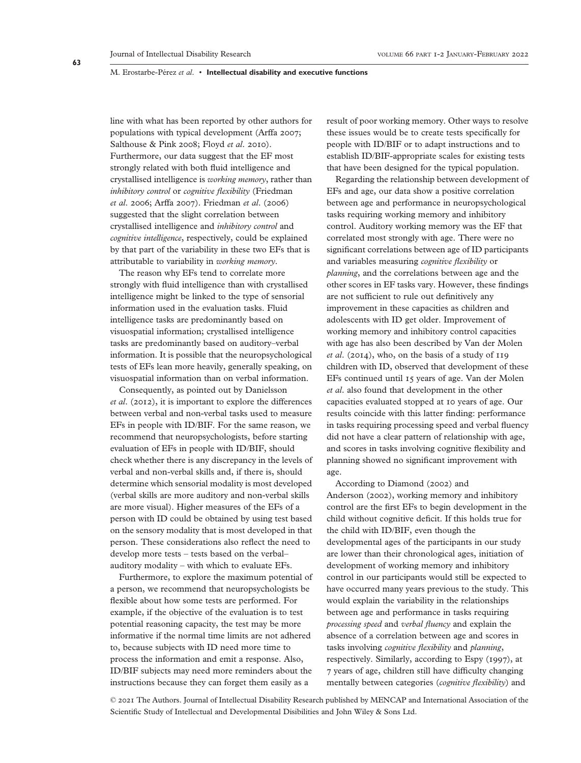line with what has been reported by other authors for populations with typical development (Arffa 2007; Salthouse & Pink 2008; Floyd *et al*. 2010). Furthermore, our data suggest that the EF most strongly related with both fluid intelligence and crystallised intelligence is *working memory*, rather than *inhibitory control* or *cognitive flexibility* (Friedman *et al*. 2006; Arffa 2007). Friedman *et al*. (2006) suggested that the slight correlation between crystallised intelligence and *inhibitory control* and *cognitive intelligence*, respectively, could be explained by that part of the variability in these two EFs that is attributable to variability in *working memory*.

The reason why EFs tend to correlate more strongly with fluid intelligence than with crystallised intelligence might be linked to the type of sensorial information used in the evaluation tasks. Fluid intelligence tasks are predominantly based on visuospatial information; crystallised intelligence tasks are predominantly based on auditory–verbal information. It is possible that the neuropsychological tests of EFs lean more heavily, generally speaking, on visuospatial information than on verbal information.

Consequently, as pointed out by Danielsson *et al*. (2012), it is important to explore the differences between verbal and non-verbal tasks used to measure EFs in people with ID/BIF. For the same reason, we recommend that neuropsychologists, before starting evaluation of EFs in people with ID/BIF, should check whether there is any discrepancy in the levels of verbal and non-verbal skills and, if there is, should determine which sensorial modality is most developed (verbal skills are more auditory and non-verbal skills are more visual). Higher measures of the EFs of a person with ID could be obtained by using test based on the sensory modality that is most developed in that person. These considerations also reflect the need to develop more tests – tests based on the verbal–auditory modality – with which to evaluate EFs.

Furthermore, to explore the maximum potential of a person, we recommend that neuropsychologists be flexible about how some tests are performed. For example, if the objective of the evaluation is to test potential reasoning capacity, the test may be more informative if the normal time limits are not adhered to, because subjects with ID need more time to process the information and emit a response. Also, ID/BIF subjects may need more reminders about the instructions because they can forget them easily as a result of poor working memory. Other ways to resolve these issues would be to create tests specifically for people with ID/BIF or to adapt instructions and to establish ID/BIF-appropriate scales for existing tests that have been designed for the typical population.

Regarding the relationship between development of EFs and age, our data show a positive correlation between age and performance in neuropsychological tasks requiring working memory and inhibitory control. Auditory working memory was the EF that correlated most strongly with age. There were no significant correlations between age of ID participants and variables measuring *cognitive flexibility* or *planning*, and the correlations between age and the other scores in EF tasks vary. However, these findings are not sufficient to rule out definitively any improvement in these capacities as children and adolescents with ID get older. Improvement of working memory and inhibitory control capacities with age has also been described by Van der Molen *et al*. (2014), who, on the basis of a study of 119 children with ID, observed that development of these EFs continued until 15 years of age. Van der Molen *et al*. also found that development in the other capacities evaluated stopped at 10 years of age. Our results coincide with this latter finding: performance in tasks requiring processing speed and verbal fluency did not have a clear pattern of relationship with age, and scores in tasks involving cognitive flexibility and planning showed no significant improvement with age.

According to Diamond (2002) and Anderson (2002), working memory and inhibitory control are the first EFs to begin development in the child without cognitive deficit. If this holds true for the child with ID/BIF, even though the developmental ages of the participants in our study are lower than their chronological ages, initiation of development of working memory and inhibitory control in our participants would still be expected to have occurred many years previous to the study. This would explain the variability in the relationships between age and performance in tasks requiring *processing speed* and *verbal fluency* and explain the absence of a correlation between age and scores in tasks involving *cognitive flexibility* and *planning*, respectively. Similarly, according to Espy (1997), at 7 years of age, children still have difficulty changing mentally between categories (*cognitive flexibility*) and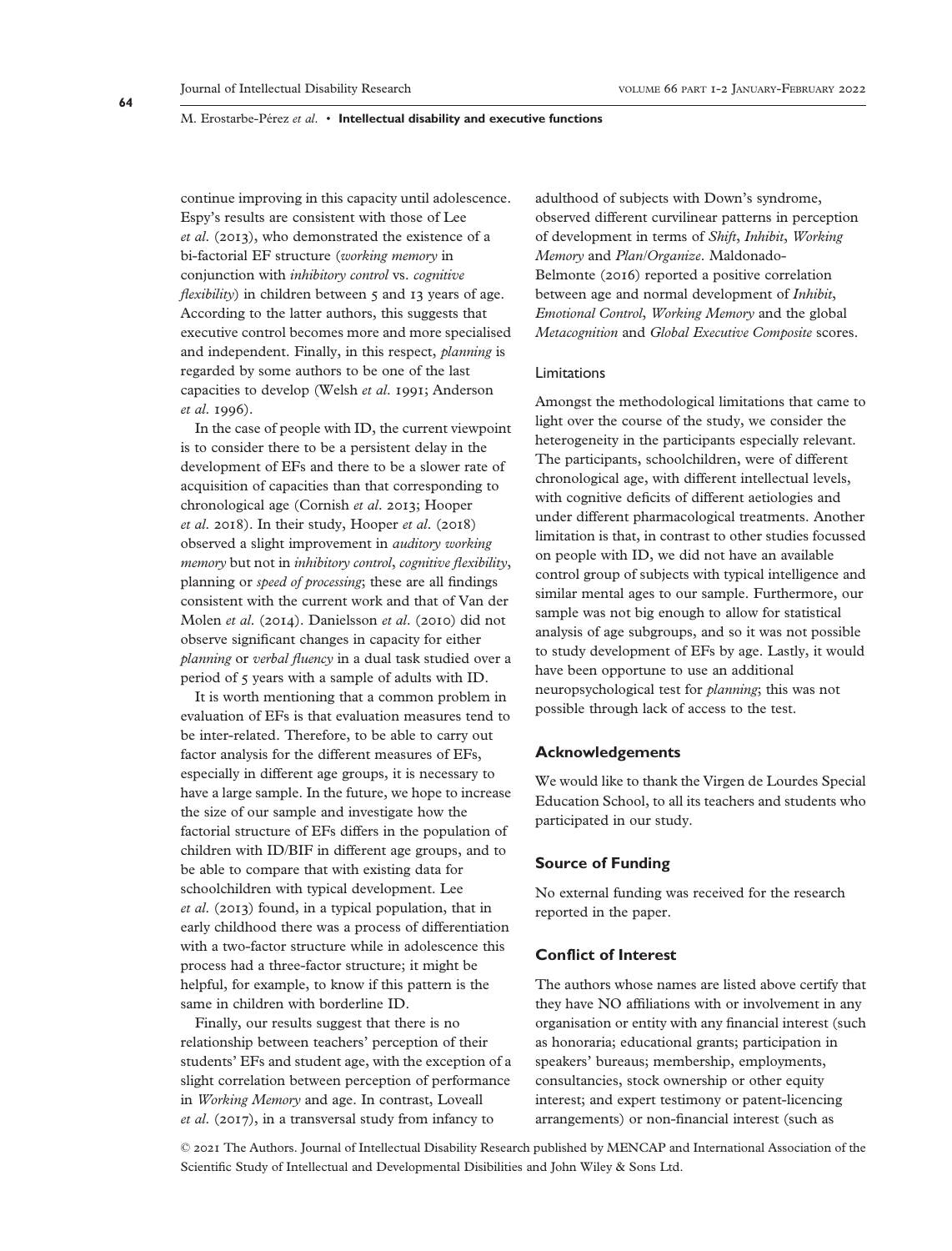continue improving in this capacity until adolescence. Espy's results are consistent with those of Lee *et al.* (2013), who demonstrated the existence of a bi-factorial EF structure (*working memory* in conjunction with *inhibitory control* vs. *cognitive flexibility*) in children between 5 and 13 years of age. According to the latter authors, this suggests that executive control becomes more and more specialised and independent. Finally, in this respect, *planning* is regarded by some authors to be one of the last capacities to develop (Welsh *et al.* 1991; Anderson *et al.* 1996).

In the case of people with ID, the current viewpoint is to consider there to be a persistent delay in the development of EFs and there to be a slower rate of acquisition of capacities than that corresponding to chronological age (Cornish *et al.* 2013; Hooper *et al.* 2018). In their study, Hooper *et al.* (2018) observed a slight improvement in *auditory working memory* but not in *inhibitory control*, *cognitive flexibility*, planning or *speed of processing*; these are all findings consistent with the current work and that of Van der Molen *et al.* (2014). Danielsson *et al.* (2010) did not observe significant changes in capacity for either *planning* or *verbal fluency* in a dual task studied over a period of 5 years with a sample of adults with ID.

It is worth mentioning that a common problem in evaluation of EFs is that evaluation measures tend to be inter-related. Therefore, to be able to carry out factor analysis for the different measures of EFs, especially in different age groups, it is necessary to have a large sample. In the future, we hope to increase the size of our sample and investigate how the factorial structure of EFs differs in the population of children with ID/BIF in different age groups, and to be able to compare that with existing data for schoolchildren with typical development. Lee *et al.* (2013) found, in a typical population, that in early childhood there was a process of differentiation with a two-factor structure while in adolescence this process had a three-factor structure; it might be helpful, for example, to know if this pattern is the same in children with borderline ID.

Finally, our results suggest that there is no relationship between teachers' perception of their students' EFs and student age, with the exception of a slight correlation between perception of performance in *Working Memory* and age. In contrast, Loveall *et al.* (2017), in a transversal study from infancy to adulthood of subjects with Down's syndrome, observed different curvilinear patterns in perception of development in terms of *Shift*, *Inhibit*, *Working Memory* and *Plan/Organize*. Maldonado-Belmonte (2016) reported a positive correlation between age and normal development of *Inhibit*, *Emotional Control*, *Working Memory* and the global *Metacognition* and *Global Executive Composite* scores.

### Limitations

Amongst the methodological limitations that came to light over the course of the study, we consider the heterogeneity in the participants especially relevant. The participants, schoolchildren, were of different chronological age, with different intellectual levels, with cognitive deficits of different aetiologies and under different pharmacological treatments. Another limitation is that, in contrast to other studies focussed on people with ID, we did not have an available control group of subjects with typical intelligence and similar mental ages to our sample. Furthermore, our sample was not big enough to allow for statistical analysis of age subgroups, and so it was not possible to study development of EFs by age. Lastly, it would have been opportune to use an additional neuropsychological test for *planning*; this was not possible through lack of access to the test.

## Acknowledgements

We would like to thank the Virgen de Lourdes Special Education School, to all its teachers and students who participated in our study.

## Source of Funding

No external funding was received for the research reported in the paper.

## Conflict of Interest

The authors whose names are listed above certify that they have NO affiliations with or involvement in any organisation or entity with any financial interest (such as honoraria; educational grants; participation in speakers' bureaus; membership, employments, consultancies, stock ownership or other equity interest; and expert testimony or patent-licencing arrangements) or non-financial interest (such as

© 2021 The Authors. Journal of Intellectual Disability Research published by MENCAP and International Association of the Scientific Study of Intellectual and Developmental Disibilities and John Wiley & Sons Ltd.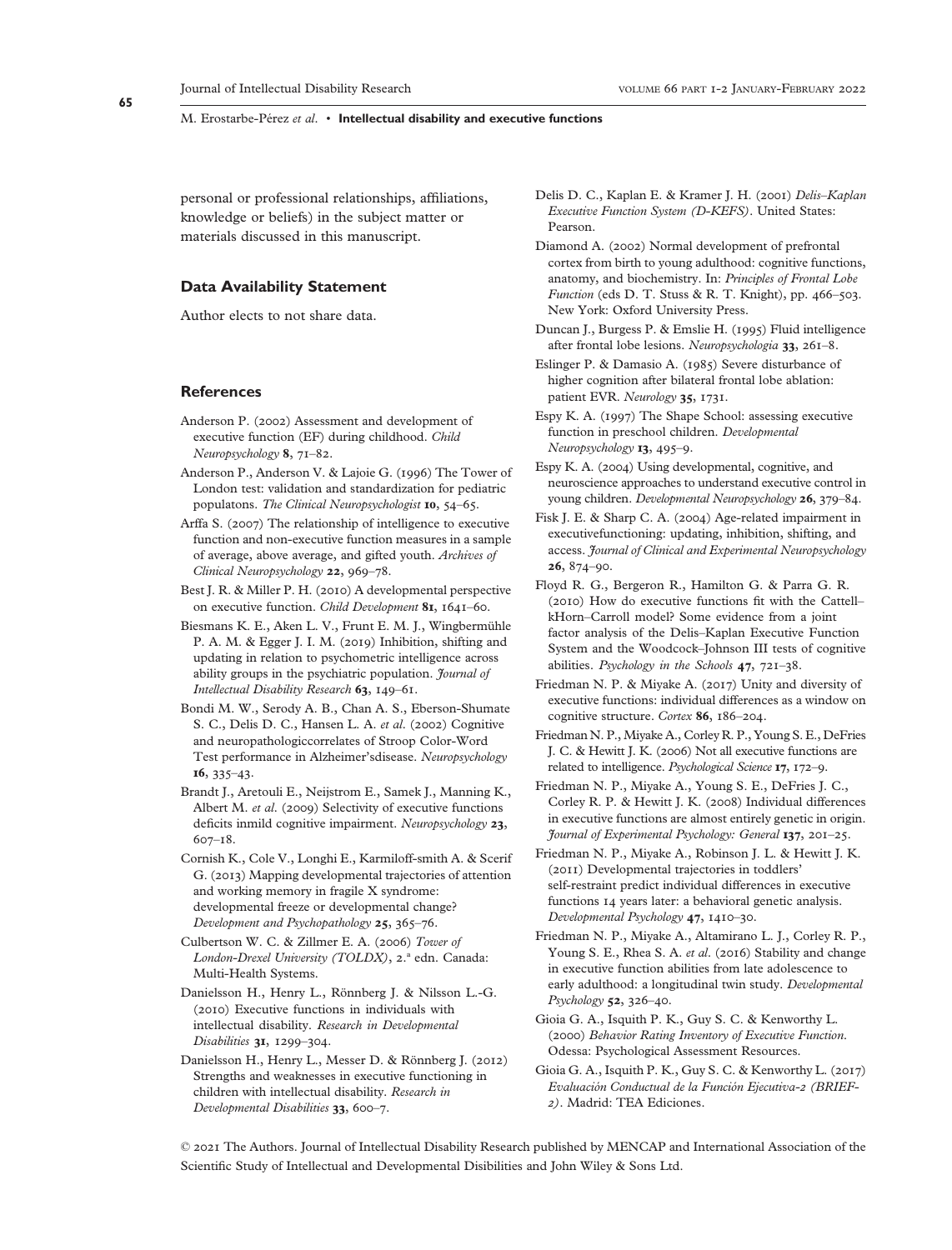personal or professional relationships, affiliations, knowledge or beliefs) in the subject matter or materials discussed in this manuscript.

## Data Availability Statement

Author elects to not share data.

## References

Anderson P. (2002) Assessment and development of executive function (EF) during childhood. *Child Neuropsychology* **8**, 71–82.

Anderson P., Anderson V. & Lajoie G. (1996) The Tower of London test: validation and standardization for pediatric populatons. *The Clinical Neuropsychologist* **10**, 54–65.

Arffa S. (2007) The relationship of intelligence to executive function and non-executive function measures in a sample of average, above average, and gifted youth. *Archives of Clinical Neuropsychology* **22**, 969–78.

Best J. R. & Miller P. H. (2010) A developmental perspective on executive function. *Child Development* **81**, 1641–60.

Biesmans K. E., Aken L. V., Frunt E. M. J., Wingbermühle P. A. M. & Egger J. I. M. (2019) Inhibition, shifting and updating in relation to psychometric intelligence across ability groups in the psychiatric population. *Journal of Intellectual Disability Research* **63**, 149–61.

Bondi M. W., Serody A. B., Chan A. S., Eberson-Shumate S. C., Delis D. C., Hansen L. A. *et al*. (2002) Cognitive and neuropathologiccorrelates of Stroop Color-Word Test performance in Alzheimer'sdisease. *Neuropsychology* **16**, 335–43.

Brandt J., Aretouli E., Neijstrom E., Samek J., Manning K., Albert M. *et al*. (2009) Selectivity of executive functions deficits inmild cognitive impairment. *Neuropsychology* **23**, 607–18.

Cornish K., Cole V., Longhi E., Karmiloff-smith A. & Scerif G. (2013) Mapping developmental trajectories of attention and working memory in fragile X syndrome: developmental freeze or developmental change? *Development and Psychopathology* **25**, 365–76.

Culbertson W. C. & Zillmer E. A. (2006) *Tower of London-Drexel University (TOLDX)*, 2.ª edn. Canada: Multi-Health Systems.

Danielsson H., Henry L., Rönnberg J. & Nilsson L.-G. (2010) Executive functions in individuals with intellectual disability. *Research in Developmental Disabilities* **31**, 1299–304.

Danielsson H., Henry L., Messer D. & Rönnberg J. (2012) Strengths and weaknesses in executive functioning in children with intellectual disability. *Research in Developmental Disabilities* **33**, 600–7.

Delis D. C., Kaplan E. & Kramer J. H. (2001) *Delis–Kaplan Executive Function System (D-KEFS)*. United States: Pearson.

Diamond A. (2002) Normal development of prefrontal cortex from birth to young adulthood: cognitive functions, anatomy, and biochemistry. In: *Principles of Frontal Lobe Function* (eds D. T. Stuss & R. T. Knight), pp. 466–503. New York: Oxford University Press.

Duncan J., Burgess P. & Emslie H. (1995) Fluid intelligence after frontal lobe lesions. *Neuropsychologia* **33**, 261–8.

Eslinger P. & Damasio A. (1985) Severe disturbance of higher cognition after bilateral frontal lobe ablation: patient EVR. *Neurology* **35**, 1731.

Espy K. A. (1997) The Shape School: assessing executive function in preschool children. *Developmental Neuropsychology* **13**, 495–9.

Espy K. A. (2004) Using developmental, cognitive, and neuroscience approaches to understand executive control in young children. *Developmental Neuropsychology* **26**, 379–84.

Fisk J. E. & Sharp C. A. (2004) Age-related impairment in executivefunctioning: updating, inhibition, shifting, and access. *Journal of Clinical and Experimental Neuropsychology* **26**, 874–90.

Floyd R. G., Bergeron R., Hamilton G. & Parra G. R. (2010) How do executive functions fit with the Cattell–kHorn–Carroll model? Some evidence from a joint factor analysis of the Delis–Kaplan Executive Function System and the Woodcock–Johnson III tests of cognitive abilities. *Psychology in the Schools* **47**, 721–38.

Friedman N. P. & Miyake A. (2017) Unity and diversity of executive functions: individual differences as a window on cognitive structure. *Cortex* **86**, 186–204.

Friedman N. P., Miyake A., Corley R. P., Young S. E., DeFries J. C. & Hewitt J. K. (2006) Not all executive functions are related to intelligence. *Psychological Science* **17**, 172–9.

Friedman N. P., Miyake A., Young S. E., DeFries J. C., Corley R. P. & Hewitt J. K. (2008) Individual differences in executive functions are almost entirely genetic in origin. *Journal of Experimental Psychology: General* **137**, 201–25.

Friedman N. P., Miyake A., Robinson J. L. & Hewitt J. K. (2011) Developmental trajectories in toddlers' self-restraint predict individual differences in executive functions 14 years later: a behavioral genetic analysis. *Developmental Psychology* **47**, 1410–30.

Friedman N. P., Miyake A., Altamirano L. J., Corley R. P., Young S. E., Rhea S. A. *et al*. (2016) Stability and change in executive function abilities from late adolescence to early adulthood: a longitudinal twin study. *Developmental Psychology* **52**, 326–40.

Gioia G. A., Isquith P. K., Guy S. C. & Kenworthy L. (2000) *Behavior Rating Inventory of Executive Function*. Odessa: Psychological Assessment Resources.

Gioia G. A., Isquith P. K., Guy S. C. & Kenworthy L. (2017) *Evaluación Conductual de la Función Ejecutiva-2 (BRIEF-2)*. Madrid: TEA Ediciones.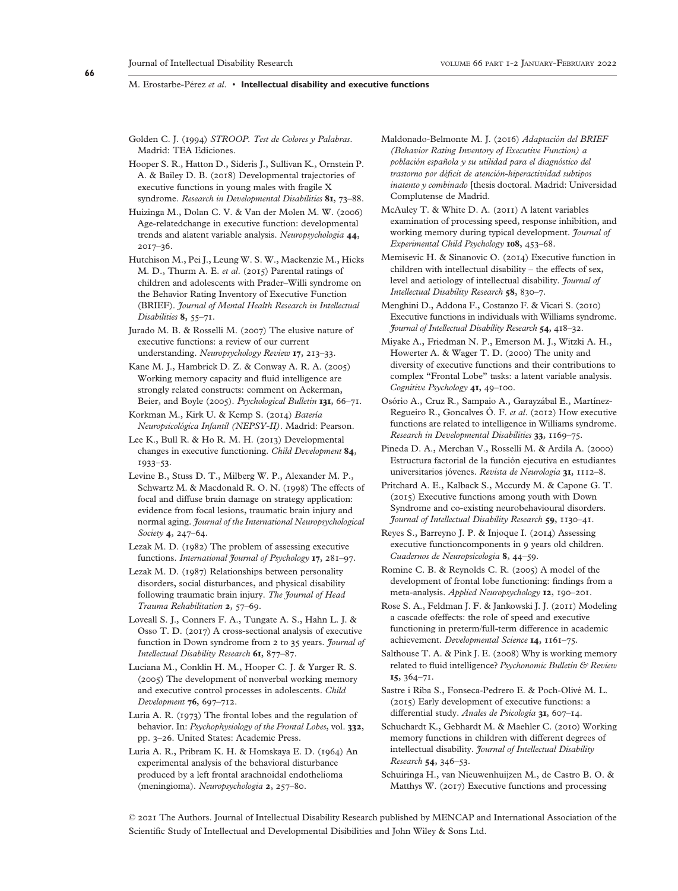Golden C. J. (1994) *STROOP. Test de Colores y Palabras*. Madrid: TEA Ediciones.

Hooper S. R., Hatton D., Sideris J., Sullivan K., Ornstein P. A. & Bailey D. B. (2018) Developmental trajectories of executive functions in young males with fragile X syndrome. *Research in Developmental Disabilities* **81**, 73–88.

Huizinga M., Dolan C. V. & Van der Molen M. W. (2006) Age-relatedchange in executive function: developmental trends and alatent variable analysis. *Neuropsychologia* **44**, 2017–36.

Hutchison M., Pei J., Leung W. S. W., Mackenzie M., Hicks M. D., Thurm A. E. *et al*. (2015) Parental ratings of children and adolescents with Prader–Willi syndrome on the Behavior Rating Inventory of Executive Function (BRIEF). *Journal of Mental Health Research in Intellectual Disabilities* **8**, 55–71.

Jurado M. B. & Rosselli M. (2007) The elusive nature of executive functions: a review of our current understanding. *Neuropsychology Review* **17**, 213–33.

Kane M. J., Hambrick D. Z. & Conway A. R. A. (2005) Working memory capacity and fluid intelligence are strongly related constructs: comment on Ackerman, Beier, and Boyle (2005). *Psychological Bulletin* **131**, 66–71.

Korkman M., Kirk U. & Kemp S. (2014) *Batería Neuropsicológica Infantil (NEPSY-II)*. Madrid: Pearson.

Lee K., Bull R. & Ho R. M. H. (2013) Developmental changes in executive functioning. *Child Development* **84**, 1933–53.

Levine B., Stuss D. T., Milberg W. P., Alexander M. P., Schwartz M. & Macdonald R. O. N. (1998) The effects of focal and diffuse brain damage on strategy application: evidence from focal lesions, traumatic brain injury and normal aging. *Journal of the International Neuropsychological Society* **4**, 247–64.

Lezak M. D. (1982) The problem of assessing executive functions. *International Journal of Psychology* **17**, 281–97.

Lezak M. D. (1987) Relationships between personality disorders, social disturbances, and physical disability following traumatic brain injury. *The Journal of Head Trauma Rehabilitation* **2**, 57–69.

Loveall S. J., Conners F. A., Tungate A. S., Hahn L. J. & Osso T. D. (2017) A cross-sectional analysis of executive function in Down syndrome from 2 to 35 years. *Journal of Intellectual Disability Research* **61**, 877–87.

Luciana M., Conklin H. M., Hooper C. J. & Yarger R. S. (2005) The development of nonverbal working memory and executive control processes in adolescents. *Child Development* **76**, 697–712.

Luria A. R. (1973) The frontal lobes and the regulation of behavior. In: *Psychophysiology of the Frontal Lobes*, vol. **332**, pp. 3–26. United States: Academic Press.

Luria A. R., Pribram K. H. & Homskaya E. D. (1964) An experimental analysis of the behavioral disturbance produced by a left frontal arachnoidal endothelioma (meningioma). *Neuropsychologia* **2**, 257–80.

Maldonado-Belmonte M. J. (2016) *Adaptación del BRIEF (Behavior Rating Inventory of Executive Function) a población española y su utilidad para el diagnóstico del trastorno por déficit de atención-hiperactividad subtipos inatento y combinado* [thesis doctoral. Madrid: Universidad Complutense de Madrid.

McAuley T. & White D. A. (2011) A latent variables examination of processing speed, response inhibition, and working memory during typical development. *Journal of Experimental Child Psychology* **108**, 453–68.

Memisevic H. & Sinanovic O. (2014) Executive function in children with intellectual disability – the effects of sex, level and aetiology of intellectual disability. *Journal of Intellectual Disability Research* **58**, 830–7.

Menghini D., Addona F., Costanzo F. & Vicari S. (2010) Executive functions in individuals with Williams syndrome. *Journal of Intellectual Disability Research* **54**, 418–32.

Miyake A., Friedman N. P., Emerson M. J., Witzki A. H., Howerter A. & Wager T. D. (2000) The unity and diversity of executive functions and their contributions to complex "Frontal Lobe" tasks: a latent variable analysis. *Cognitive Psychology* **41**, 49–100.

Osório A., Cruz R., Sampaio A., Garayzábal E., Martínez-Regueiro R., Goncalves Ó. F. *et al*. (2012) How executive functions are related to intelligence in Williams syndrome. *Research in Developmental Disabilities* **33**, 1169–75.

Pineda D. A., Merchan V., Rosselli M. & Ardila A. (2000) Estructura factorial de la función ejecutiva en estudiantes universitarios jóvenes. *Revista de Neurología* **31**, 1112–8.

Pritchard A. E., Kalback S., Mccurdy M. & Capone G. T. (2015) Executive functions among youth with Down Syndrome and co-existing neurobehavioural disorders. *Journal of Intellectual Disability Research* **59**, 1130–41.

Reyes S., Barreyno J. P. & Injoque I. (2014) Assessing executive functioncomponents in 9 years old children. *Cuadernos de Neuropsicología* **8**, 44–59.

Romine C. B. & Reynolds C. R. (2005) A model of the development of frontal lobe functioning: findings from a meta-analysis. *Applied Neuropsychology* **12**, 190–201.

Rose S. A., Feldman J. F. & Jankowski J. J. (2011) Modeling a cascade ofeffects: the role of speed and executive functioning in preterm/full-term difference in academic achievement. *Developmental Science* **14**, 1161–75.

Salthouse T. A. & Pink J. E. (2008) Why is working memory related to fluid intelligence? *Psychonomic Bulletin & Review* **15**, 364–71.

Sastre i Riba S., Fonseca-Pedrero E. & Poch-Olivé M. L. (2015) Early development of executive functions: a differential study. *Anales de Psicología* **31**, 607–14.

Schuchardt K., Gebhardt M. & Maehler C. (2010) Working memory functions in children with different degrees of intellectual disability. *Journal of Intellectual Disability Research* **54**, 346–53.

Schuiringa H., van Nieuwenhuijzen M., de Castro B. O. & Matthys W. (2017) Executive functions and processing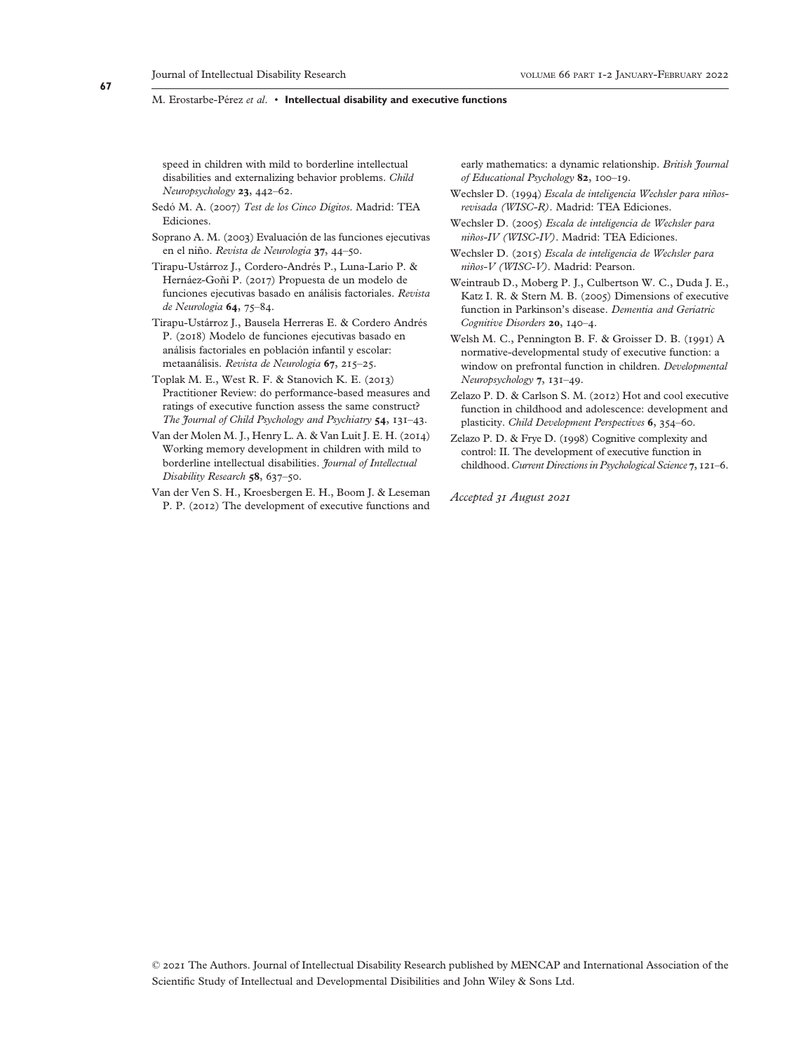speed in children with mild to borderline intellectual disabilities and externalizing behavior problems. *Child Neuropsychology* **23**, 442–62.

Sedó M. A. (2007) *Test de los Cinco Dígitos*. Madrid: TEA Ediciones.

Soprano A. M. (2003) Evaluación de las funciones ejecutivas en el niño. *Revista de Neurologia* **37**, 44–50.

Tirapu-Ustárroz J., Cordero-Andrés P., Luna-Lario P. & Hernáez-Goñi P. (2017) Propuesta de un modelo de funciones ejecutivas basado en análisis factoriales. *Revista de Neurologia* **64**, 75–84.

Tirapu-Ustárroz J., Bausela Herreras E. & Cordero Andrés P. (2018) Modelo de funciones ejecutivas basado en análisis factoriales en población infantil y escolar: metaanálisis. *Revista de Neurologia* **67**, 215–25.

Toplak M. E., West R. F. & Stanovich K. E. (2013) Practitioner Review: do performance-based measures and ratings of executive function assess the same construct? *The Journal of Child Psychology and Psychiatry* **54**, 131–43.

Van der Molen M. J., Henry L. A. & Van Luit J. E. H. (2014) Working memory development in children with mild to borderline intellectual disabilities. *Journal of Intellectual Disability Research* **58**, 637–50.

Van der Ven S. H., Kroesbergen E. H., Boom J. & Leseman P. P. (2012) The development of executive functions and early mathematics: a dynamic relationship. *British Journal of Educational Psychology* **82**, 100–19.

Wechsler D. (1994) *Escala de inteligencia Wechsler para niños-revisada (WISC-R)*. Madrid: TEA Ediciones.

Wechsler D. (2005) *Escala de inteligencia de Wechsler para niños-IV (WISC-IV)*. Madrid: TEA Ediciones.

Wechsler D. (2015) *Escala de inteligencia de Wechsler para niños-V (WISC-V)*. Madrid: Pearson.

Weintraub D., Moberg P. J., Culbertson W. C., Duda J. E., Katz I. R. & Stern M. B. (2005) Dimensions of executive function in Parkinson's disease. *Dementia and Geriatric Cognitive Disorders* **20**, 140–4.

Welsh M. C., Pennington B. F. & Groisser D. B. (1991) A normative-developmental study of executive function: a window on prefrontal function in children. *Developmental Neuropsychology* **7**, 131–49.

Zelazo P. D. & Carlson S. M. (2012) Hot and cool executive function in childhood and adolescence: development and plasticity. *Child Development Perspectives* **6**, 354–60.

Zelazo P. D. & Frye D. (1998) Cognitive complexity and control: II. The development of executive function in childhood. *Current Directions in Psychological Science* **7**, 121–6.

*Accepted 31 August 2021*

© 2021 The Authors. Journal of Intellectual Disability Research published by MENCAP and International Association of the Scientific Study of Intellectual and Developmental Disibilities and John Wiley & Sons Ltd.